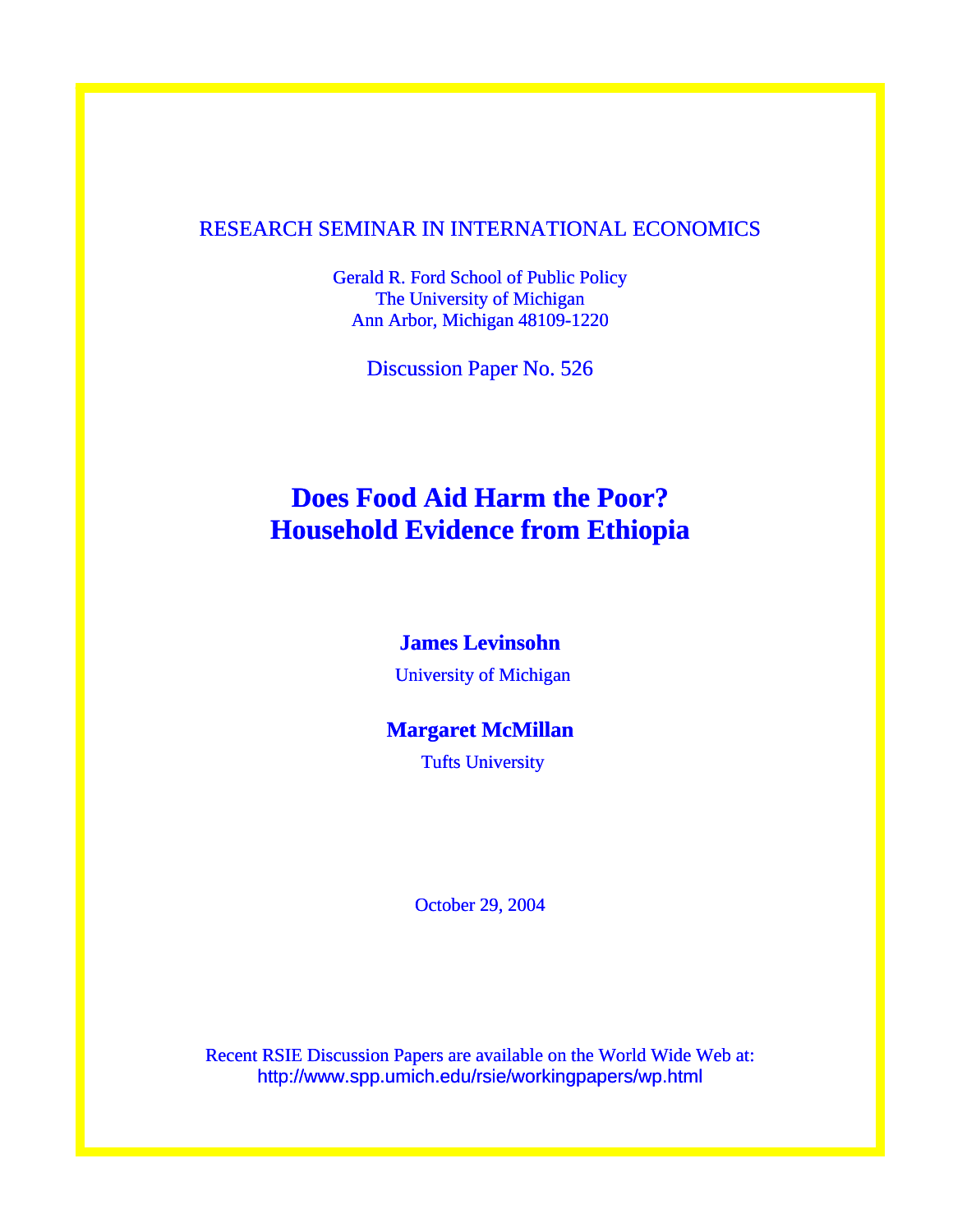RESEARCH SEMINAR IN INTERNATIONAL ECONOMICS

Gerald R. Ford School of Public Policy
The University of Michigan
Ann Arbor, Michigan 48109-1220

Discussion Paper No. 526

# Does Food Aid Harm the Poor? Household Evidence from Ethiopia

**James Levinsohn**

University of Michigan

**Margaret McMillan**

Tufts University

October 29, 2004

Recent RSIE Discussion Papers are available on the World Wide Web at:
http://www.spp.umich.edu/rsie/workingpapers/wp.html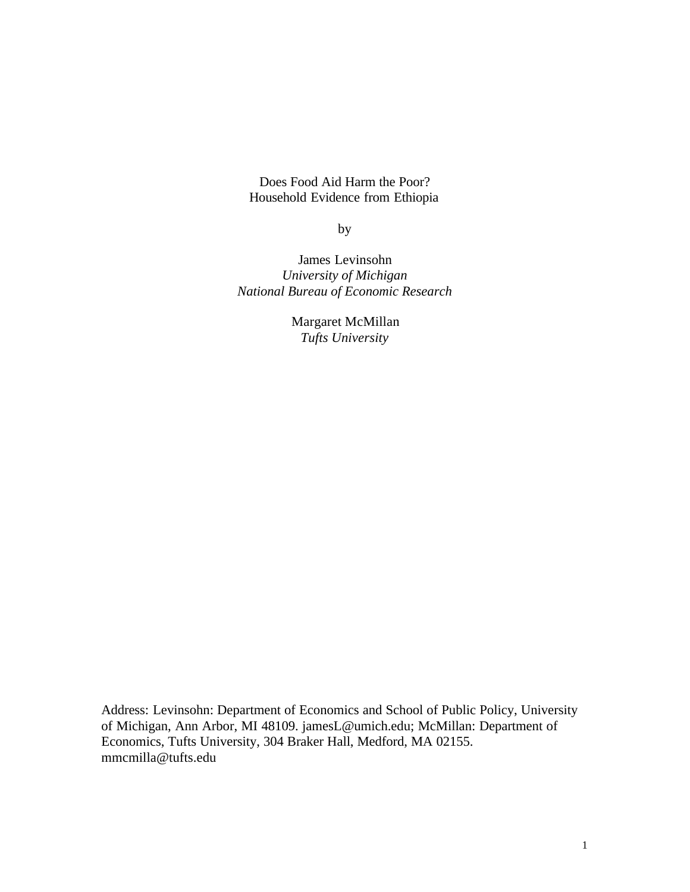# Does Food Aid Harm the Poor?
## Household Evidence from Ethiopia

by

James Levinsohn
*University of Michigan*
*National Bureau of Economic Research*

Margaret McMillan
*Tufts University*

Address: Levinsohn: Department of Economics and School of Public Policy, University of Michigan, Ann Arbor, MI 48109. jamesL@umich.edu; McMillan: Department of Economics, Tufts University, 304 Braker Hall, Medford, MA 02155. mmcmilla@tufts.edu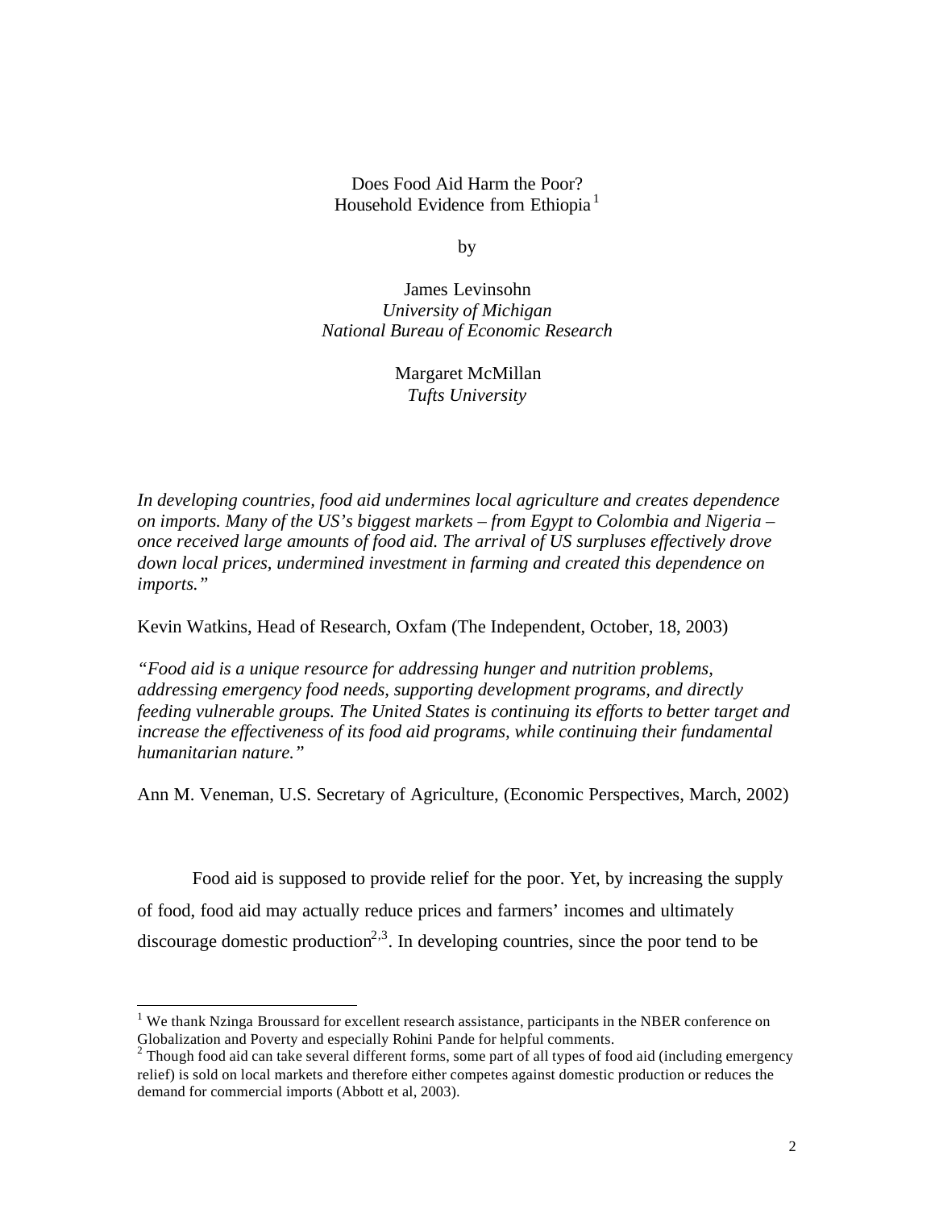Does Food Aid Harm the Poor?
Household Evidence from Ethiopia[1]

by

James Levinsohn
*University of Michigan*
*National Bureau of Economic Research*

Margaret McMillan
*Tufts University*

*In developing countries, food aid undermines local agriculture and creates dependence on imports. Many of the US's biggest markets – from Egypt to Colombia and Nigeria – once received large amounts of food aid. The arrival of US surpluses effectively drove down local prices, undermined investment in farming and created this dependence on imports."*

Kevin Watkins, Head of Research, Oxfam (The Independent, October, 18, 2003)

*"Food aid is a unique resource for addressing hunger and nutrition problems, addressing emergency food needs, supporting development programs, and directly feeding vulnerable groups. The United States is continuing its efforts to better target and increase the effectiveness of its food aid programs, while continuing their fundamental humanitarian nature."*

Ann M. Veneman, U.S. Secretary of Agriculture, (Economic Perspectives, March, 2002)

Food aid is supposed to provide relief for the poor. Yet, by increasing the supply of food, food aid may actually reduce prices and farmers' incomes and ultimately discourage domestic production[2,3]. In developing countries, since the poor tend to be

[1] We thank Nzinga Broussard for excellent research assistance, participants in the NBER conference on Globalization and Poverty and especially Rohini Pande for helpful comments.

[2] Though food aid can take several different forms, some part of all types of food aid (including emergency relief) is sold on local markets and therefore either competes against domestic production or reduces the demand for commercial imports (Abbott et al, 2003).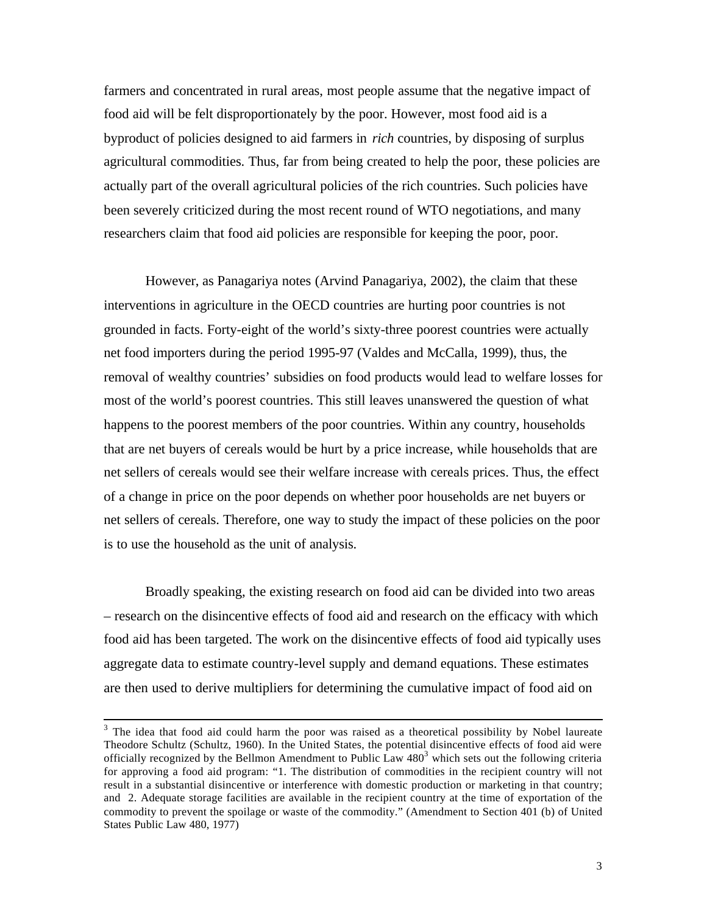farmers and concentrated in rural areas, most people assume that the negative impact of food aid will be felt disproportionately by the poor. However, most food aid is a byproduct of policies designed to aid farmers in *rich* countries, by disposing of surplus agricultural commodities. Thus, far from being created to help the poor, these policies are actually part of the overall agricultural policies of the rich countries. Such policies have been severely criticized during the most recent round of WTO negotiations, and many researchers claim that food aid policies are responsible for keeping the poor, poor.

However, as Panagariya notes (Arvind Panagariya, 2002), the claim that these interventions in agriculture in the OECD countries are hurting poor countries is not grounded in facts. Forty-eight of the world's sixty-three poorest countries were actually net food importers during the period 1995-97 (Valdes and McCalla, 1999), thus, the removal of wealthy countries' subsidies on food products would lead to welfare losses for most of the world's poorest countries. This still leaves unanswered the question of what happens to the poorest members of the poor countries. Within any country, households that are net buyers of cereals would be hurt by a price increase, while households that are net sellers of cereals would see their welfare increase with cereals prices. Thus, the effect of a change in price on the poor depends on whether poor households are net buyers or net sellers of cereals. Therefore, one way to study the impact of these policies on the poor is to use the household as the unit of analysis.

Broadly speaking, the existing research on food aid can be divided into two areas – research on the disincentive effects of food aid and research on the efficacy with which food aid has been targeted. The work on the disincentive effects of food aid typically uses aggregate data to estimate country-level supply and demand equations. These estimates are then used to derive multipliers for determining the cumulative impact of food aid on

[3] The idea that food aid could harm the poor was raised as a theoretical possibility by Nobel laureate Theodore Schultz (Schultz, 1960). In the United States, the potential disincentive effects of food aid were officially recognized by the Bellmon Amendment to Public Law 480[3] which sets out the following criteria for approving a food aid program: "1. The distribution of commodities in the recipient country will not result in a substantial disincentive or interference with domestic production or marketing in that country; and 2. Adequate storage facilities are available in the recipient country at the time of exportation of the commodity to prevent the spoilage or waste of the commodity." (Amendment to Section 401 (b) of United States Public Law 480, 1977)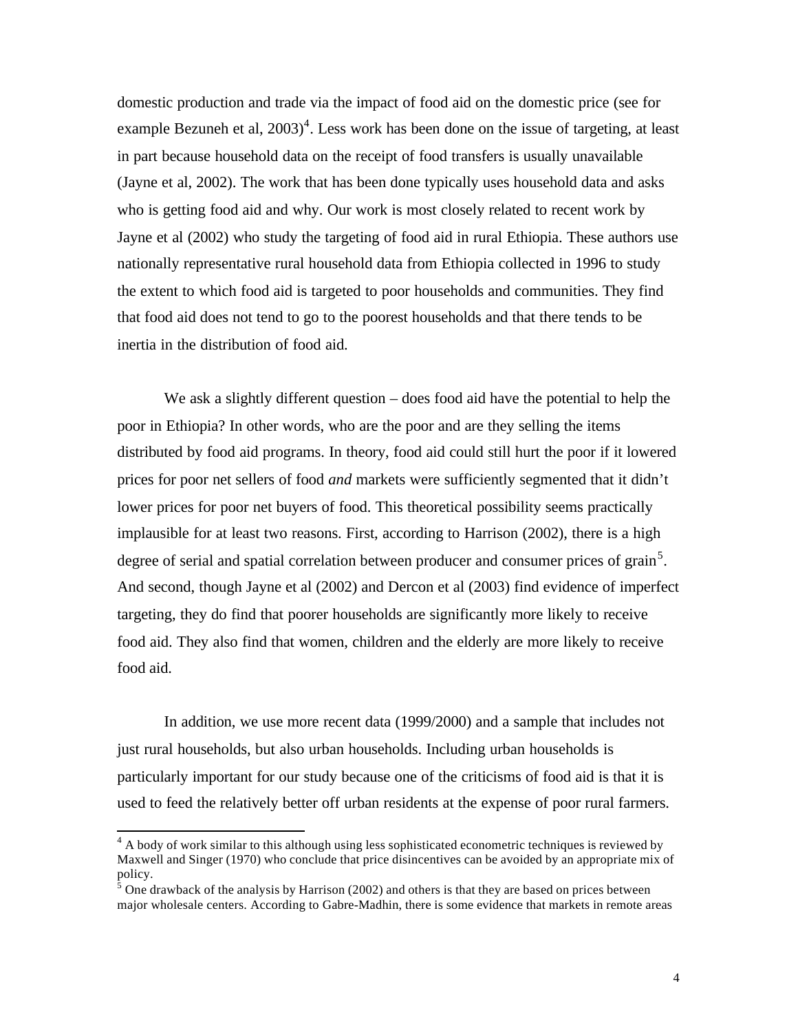domestic production and trade via the impact of food aid on the domestic price (see for example Bezuneh et al, 2003)[4]. Less work has been done on the issue of targeting, at least in part because household data on the receipt of food transfers is usually unavailable (Jayne et al, 2002). The work that has been done typically uses household data and asks who is getting food aid and why. Our work is most closely related to recent work by Jayne et al (2002) who study the targeting of food aid in rural Ethiopia. These authors use nationally representative rural household data from Ethiopia collected in 1996 to study the extent to which food aid is targeted to poor households and communities. They find that food aid does not tend to go to the poorest households and that there tends to be inertia in the distribution of food aid.

We ask a slightly different question – does food aid have the potential to help the poor in Ethiopia? In other words, who are the poor and are they selling the items distributed by food aid programs. In theory, food aid could still hurt the poor if it lowered prices for poor net sellers of food *and* markets were sufficiently segmented that it didn't lower prices for poor net buyers of food. This theoretical possibility seems practically implausible for at least two reasons. First, according to Harrison (2002), there is a high degree of serial and spatial correlation between producer and consumer prices of grain[5]. And second, though Jayne et al (2002) and Dercon et al (2003) find evidence of imperfect targeting, they do find that poorer households are significantly more likely to receive food aid. They also find that women, children and the elderly are more likely to receive food aid.

In addition, we use more recent data (1999/2000) and a sample that includes not just rural households, but also urban households. Including urban households is particularly important for our study because one of the criticisms of food aid is that it is used to feed the relatively better off urban residents at the expense of poor rural farmers.

[4] A body of work similar to this although using less sophisticated econometric techniques is reviewed by Maxwell and Singer (1970) who conclude that price disincentives can be avoided by an appropriate mix of policy.

[5] One drawback of the analysis by Harrison (2002) and others is that they are based on prices between major wholesale centers. According to Gabre-Madhin, there is some evidence that markets in remote areas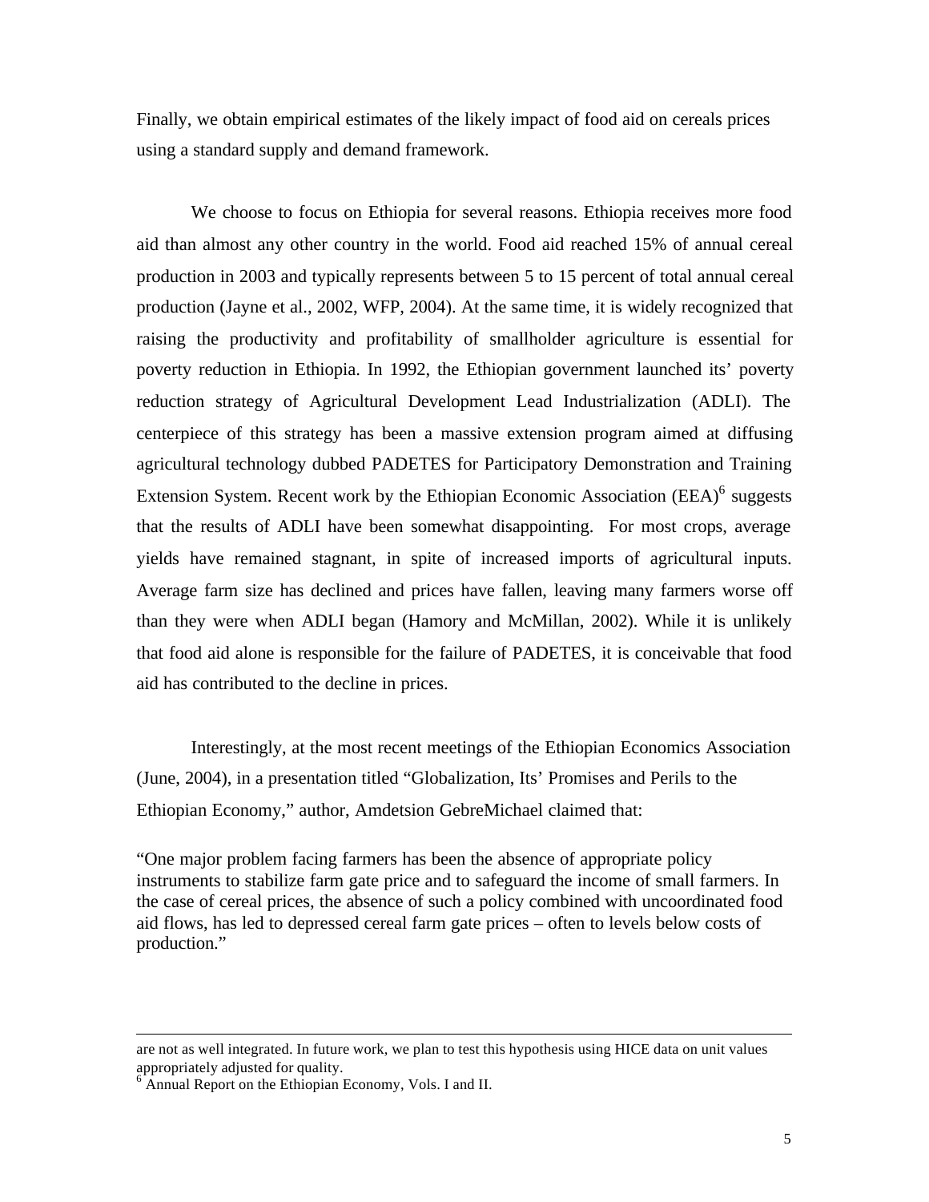Finally, we obtain empirical estimates of the likely impact of food aid on cereals prices using a standard supply and demand framework.

We choose to focus on Ethiopia for several reasons. Ethiopia receives more food aid than almost any other country in the world. Food aid reached 15% of annual cereal production in 2003 and typically represents between 5 to 15 percent of total annual cereal production (Jayne et al., 2002, WFP, 2004). At the same time, it is widely recognized that raising the productivity and profitability of smallholder agriculture is essential for poverty reduction in Ethiopia. In 1992, the Ethiopian government launched its' poverty reduction strategy of Agricultural Development Lead Industrialization (ADLI). The centerpiece of this strategy has been a massive extension program aimed at diffusing agricultural technology dubbed PADETES for Participatory Demonstration and Training Extension System. Recent work by the Ethiopian Economic Association (EEA)[6] suggests that the results of ADLI have been somewhat disappointing. For most crops, average yields have remained stagnant, in spite of increased imports of agricultural inputs. Average farm size has declined and prices have fallen, leaving many farmers worse off than they were when ADLI began (Hamory and McMillan, 2002). While it is unlikely that food aid alone is responsible for the failure of PADETES, it is conceivable that food aid has contributed to the decline in prices.

Interestingly, at the most recent meetings of the Ethiopian Economics Association (June, 2004), in a presentation titled "Globalization, Its' Promises and Perils to the Ethiopian Economy," author, Amdetsion GebreMichael claimed that:

"One major problem facing farmers has been the absence of appropriate policy instruments to stabilize farm gate price and to safeguard the income of small farmers. In the case of cereal prices, the absence of such a policy combined with uncoordinated food aid flows, has led to depressed cereal farm gate prices – often to levels below costs of production."

---

are not as well integrated. In future work, we plan to test this hypothesis using HICE data on unit values appropriately adjusted for quality.

[6] Annual Report on the Ethiopian Economy, Vols. I and II.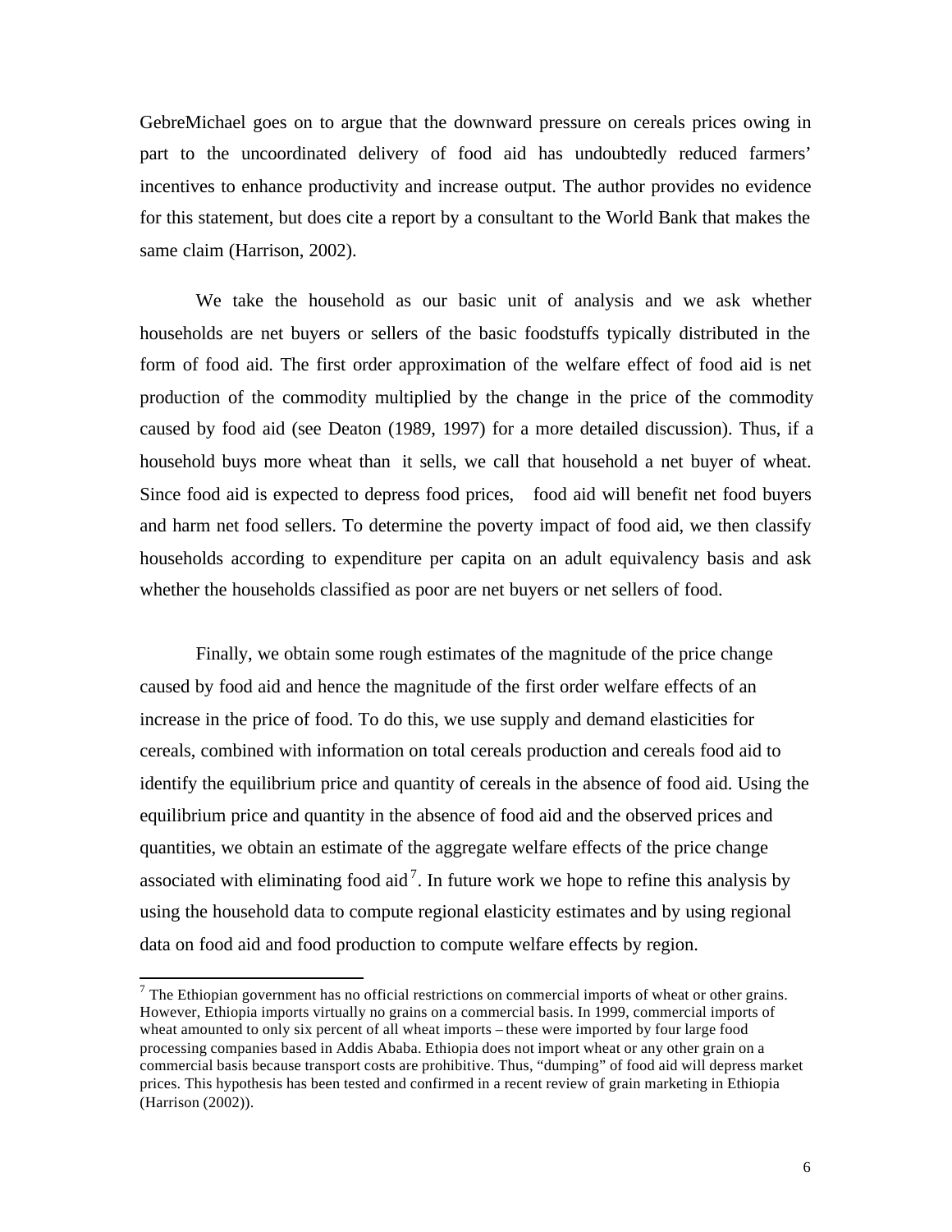GebreMichael goes on to argue that the downward pressure on cereals prices owing in part to the uncoordinated delivery of food aid has undoubtedly reduced farmers' incentives to enhance productivity and increase output. The author provides no evidence for this statement, but does cite a report by a consultant to the World Bank that makes the same claim (Harrison, 2002).

We take the household as our basic unit of analysis and we ask whether households are net buyers or sellers of the basic foodstuffs typically distributed in the form of food aid. The first order approximation of the welfare effect of food aid is net production of the commodity multiplied by the change in the price of the commodity caused by food aid (see Deaton (1989, 1997) for a more detailed discussion). Thus, if a household buys more wheat than it sells, we call that household a net buyer of wheat. Since food aid is expected to depress food prices, food aid will benefit net food buyers and harm net food sellers. To determine the poverty impact of food aid, we then classify households according to expenditure per capita on an adult equivalency basis and ask whether the households classified as poor are net buyers or net sellers of food.

Finally, we obtain some rough estimates of the magnitude of the price change caused by food aid and hence the magnitude of the first order welfare effects of an increase in the price of food. To do this, we use supply and demand elasticities for cereals, combined with information on total cereals production and cereals food aid to identify the equilibrium price and quantity of cereals in the absence of food aid. Using the equilibrium price and quantity in the absence of food aid and the observed prices and quantities, we obtain an estimate of the aggregate welfare effects of the price change associated with eliminating food aid[7]. In future work we hope to refine this analysis by using the household data to compute regional elasticity estimates and by using regional data on food aid and food production to compute welfare effects by region.

[7] The Ethiopian government has no official restrictions on commercial imports of wheat or other grains. However, Ethiopia imports virtually no grains on a commercial basis. In 1999, commercial imports of wheat amounted to only six percent of all wheat imports – these were imported by four large food processing companies based in Addis Ababa. Ethiopia does not import wheat or any other grain on a commercial basis because transport costs are prohibitive. Thus, "dumping" of food aid will depress market prices. This hypothesis has been tested and confirmed in a recent review of grain marketing in Ethiopia (Harrison (2002)).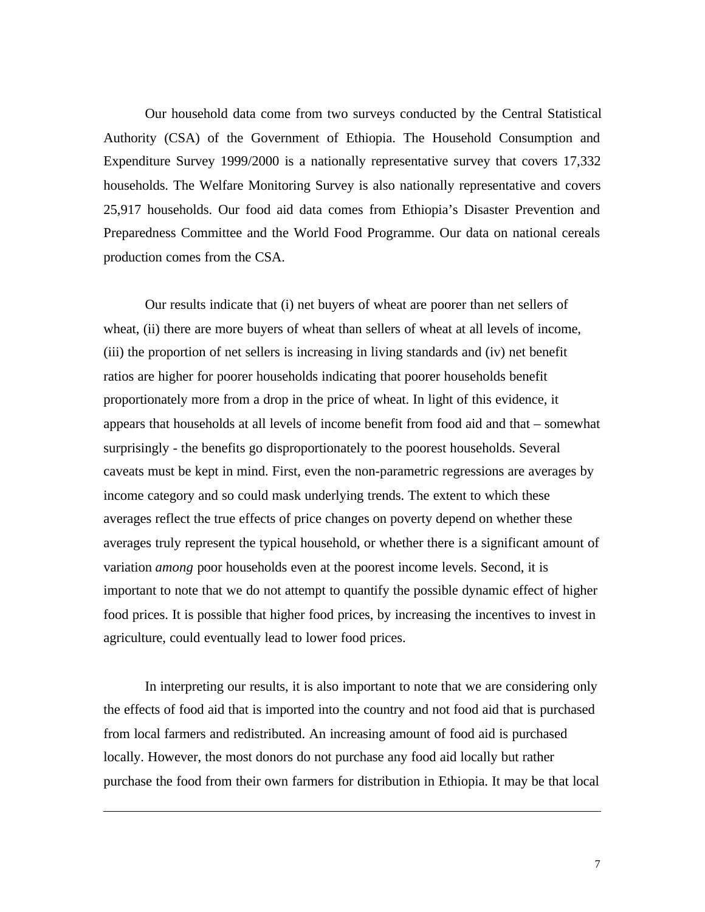Our household data come from two surveys conducted by the Central Statistical Authority (CSA) of the Government of Ethiopia. The Household Consumption and Expenditure Survey 1999/2000 is a nationally representative survey that covers 17,332 households. The Welfare Monitoring Survey is also nationally representative and covers 25,917 households. Our food aid data comes from Ethiopia's Disaster Prevention and Preparedness Committee and the World Food Programme. Our data on national cereals production comes from the CSA.

Our results indicate that (i) net buyers of wheat are poorer than net sellers of wheat, (ii) there are more buyers of wheat than sellers of wheat at all levels of income, (iii) the proportion of net sellers is increasing in living standards and (iv) net benefit ratios are higher for poorer households indicating that poorer households benefit proportionately more from a drop in the price of wheat. In light of this evidence, it appears that households at all levels of income benefit from food aid and that – somewhat surprisingly - the benefits go disproportionately to the poorest households. Several caveats must be kept in mind. First, even the non-parametric regressions are averages by income category and so could mask underlying trends. The extent to which these averages reflect the true effects of price changes on poverty depend on whether these averages truly represent the typical household, or whether there is a significant amount of variation *among* poor households even at the poorest income levels. Second, it is important to note that we do not attempt to quantify the possible dynamic effect of higher food prices. It is possible that higher food prices, by increasing the incentives to invest in agriculture, could eventually lead to lower food prices.

In interpreting our results, it is also important to note that we are considering only the effects of food aid that is imported into the country and not food aid that is purchased from local farmers and redistributed. An increasing amount of food aid is purchased locally. However, the most donors do not purchase any food aid locally but rather purchase the food from their own farmers for distribution in Ethiopia. It may be that local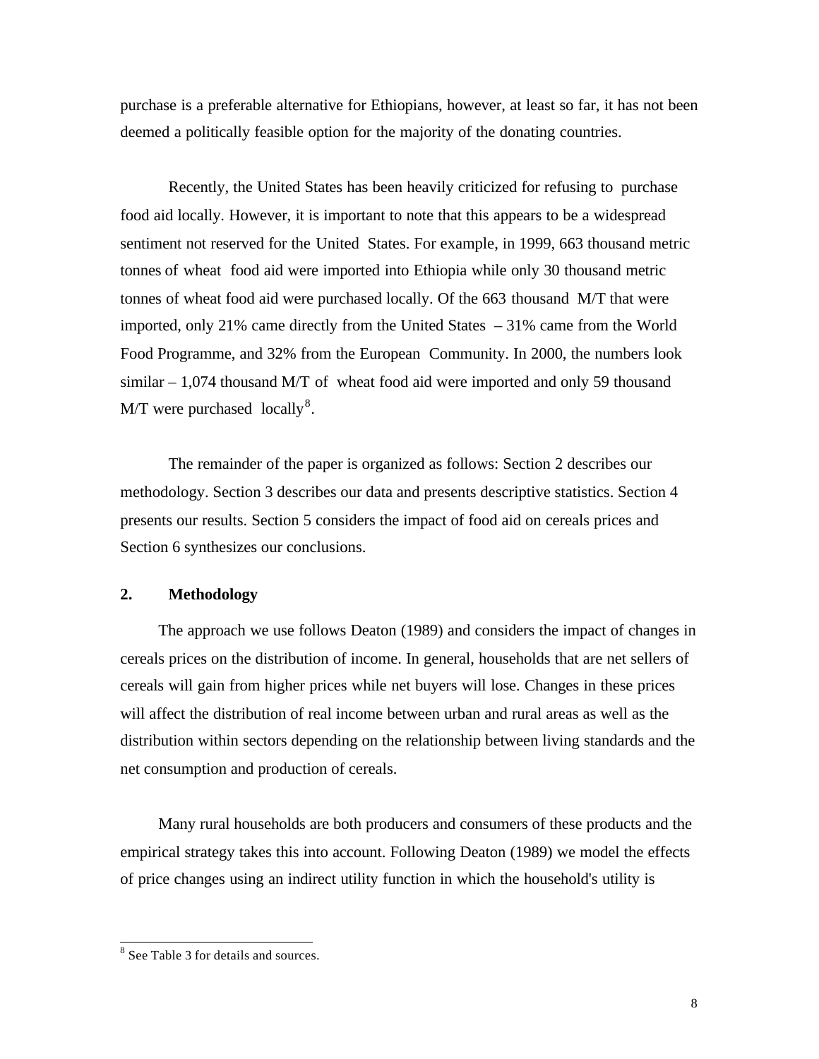purchase is a preferable alternative for Ethiopians, however, at least so far, it has not been deemed a politically feasible option for the majority of the donating countries.

Recently, the United States has been heavily criticized for refusing to purchase food aid locally. However, it is important to note that this appears to be a widespread sentiment not reserved for the United States. For example, in 1999, 663 thousand metric tonnes of wheat food aid were imported into Ethiopia while only 30 thousand metric tonnes of wheat food aid were purchased locally. Of the 663 thousand M/T that were imported, only 21% came directly from the United States – 31% came from the World Food Programme, and 32% from the European Community. In 2000, the numbers look similar – 1,074 thousand M/T of wheat food aid were imported and only 59 thousand M/T were purchased locally[8].

The remainder of the paper is organized as follows: Section 2 describes our methodology. Section 3 describes our data and presents descriptive statistics. Section 4 presents our results. Section 5 considers the impact of food aid on cereals prices and Section 6 synthesizes our conclusions.

## 2. Methodology

The approach we use follows Deaton (1989) and considers the impact of changes in cereals prices on the distribution of income. In general, households that are net sellers of cereals will gain from higher prices while net buyers will lose. Changes in these prices will affect the distribution of real income between urban and rural areas as well as the distribution within sectors depending on the relationship between living standards and the net consumption and production of cereals.

Many rural households are both producers and consumers of these products and the empirical strategy takes this into account. Following Deaton (1989) we model the effects of price changes using an indirect utility function in which the household's utility is

---

[8] See Table 3 for details and sources.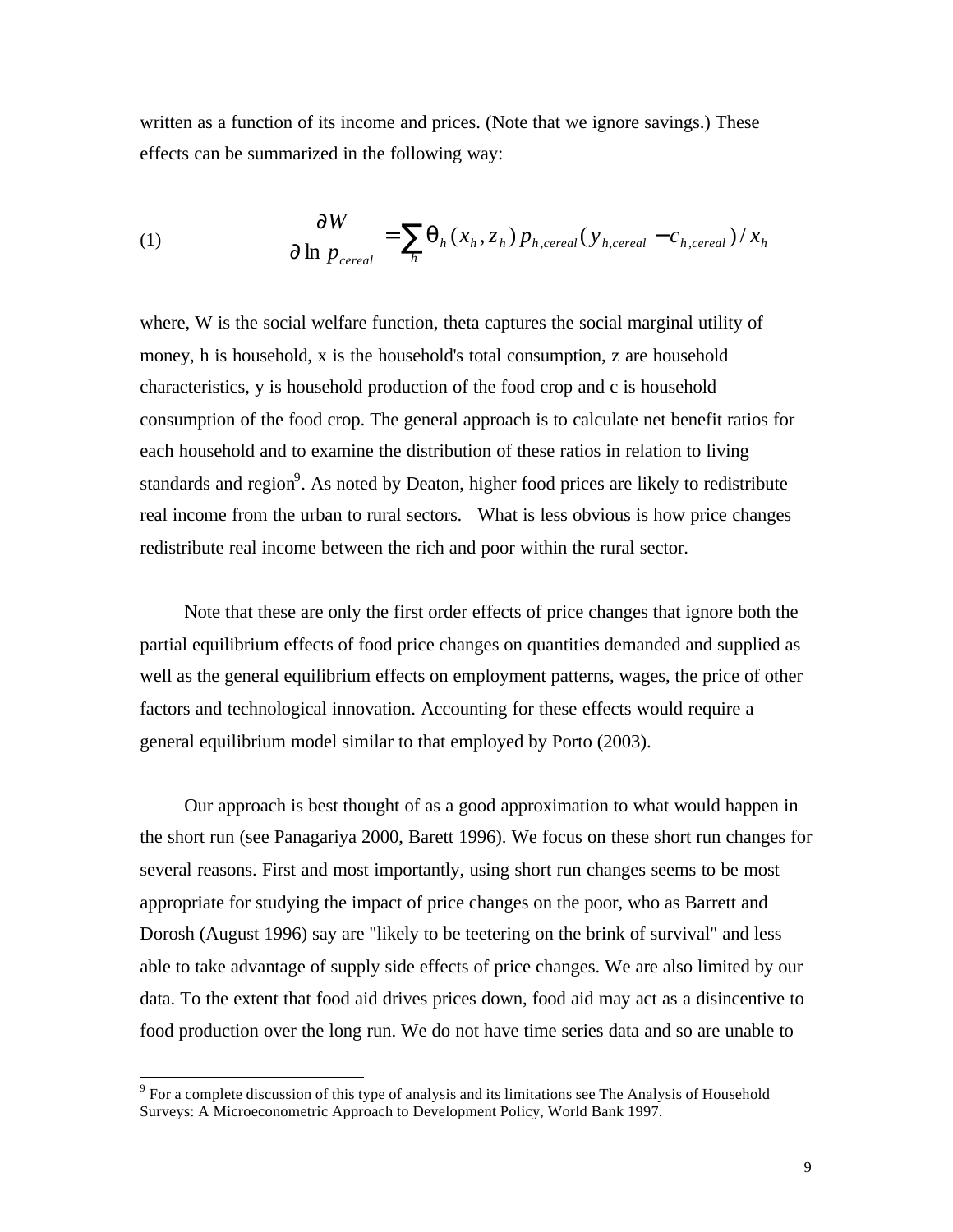written as a function of its income and prices. (Note that we ignore savings.) These effects can be summarized in the following way:

$$\frac{\partial W}{\partial \ln p_{cereal}} = \sum_h \theta_h (x_h, z_h)\, p_{h,cereal} (y_{h,cereal} - c_{h,cereal}) / x_h \tag{1}$$

where, W is the social welfare function, theta captures the social marginal utility of money, h is household, x is the household's total consumption, z are household characteristics, y is household production of the food crop and c is household consumption of the food crop. The general approach is to calculate net benefit ratios for each household and to examine the distribution of these ratios in relation to living standards and region[9]. As noted by Deaton, higher food prices are likely to redistribute real income from the urban to rural sectors. What is less obvious is how price changes redistribute real income between the rich and poor within the rural sector.

Note that these are only the first order effects of price changes that ignore both the partial equilibrium effects of food price changes on quantities demanded and supplied as well as the general equilibrium effects on employment patterns, wages, the price of other factors and technological innovation. Accounting for these effects would require a general equilibrium model similar to that employed by Porto (2003).

Our approach is best thought of as a good approximation to what would happen in the short run (see Panagariya 2000, Barett 1996). We focus on these short run changes for several reasons. First and most importantly, using short run changes seems to be most appropriate for studying the impact of price changes on the poor, who as Barrett and Dorosh (August 1996) say are "likely to be teetering on the brink of survival" and less able to take advantage of supply side effects of price changes. We are also limited by our data. To the extent that food aid drives prices down, food aid may act as a disincentive to food production over the long run. We do not have time series data and so are unable to

[9] For a complete discussion of this type of analysis and its limitations see The Analysis of Household Surveys: A Microeconometric Approach to Development Policy, World Bank 1997.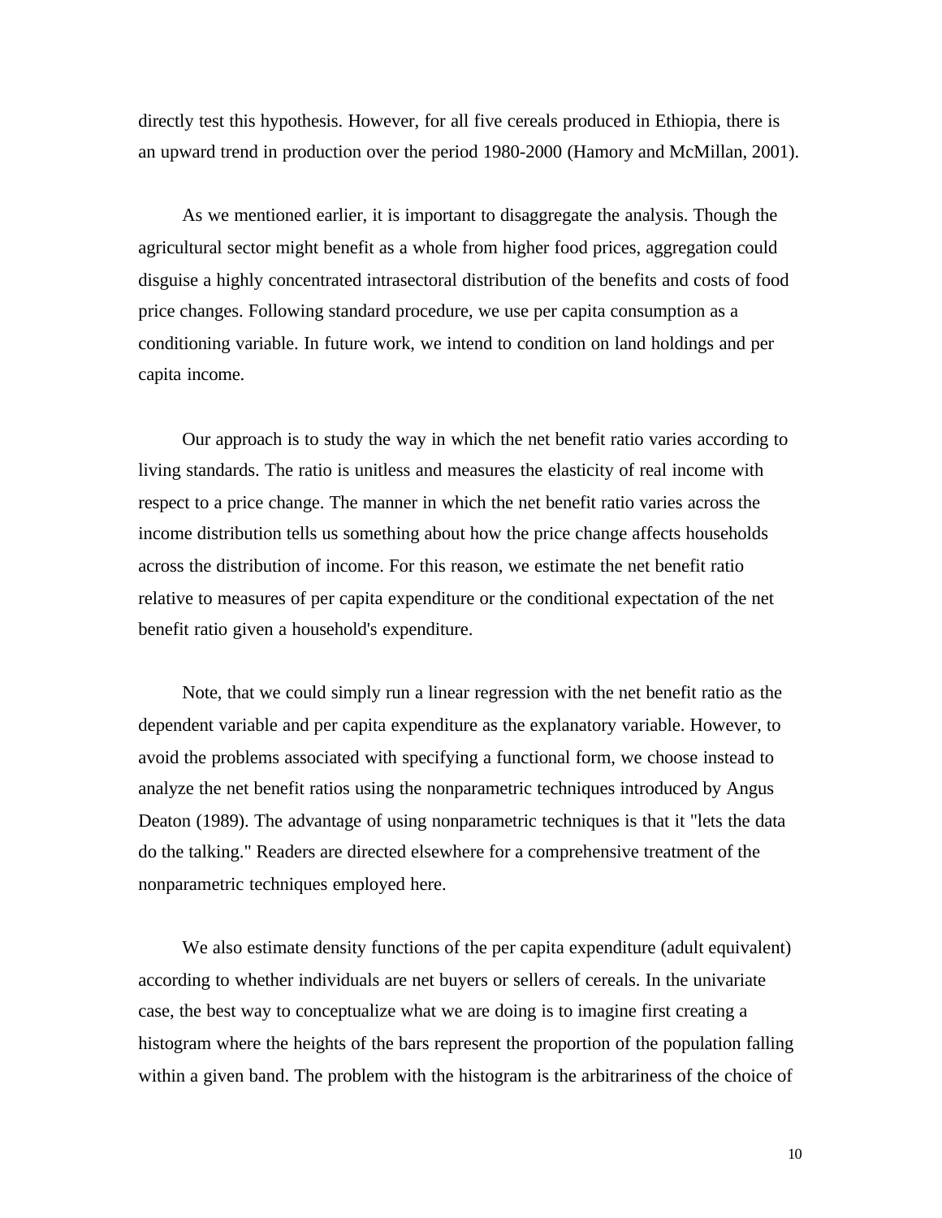directly test this hypothesis. However, for all five cereals produced in Ethiopia, there is an upward trend in production over the period 1980-2000 (Hamory and McMillan, 2001).

As we mentioned earlier, it is important to disaggregate the analysis. Though the agricultural sector might benefit as a whole from higher food prices, aggregation could disguise a highly concentrated intrasectoral distribution of the benefits and costs of food price changes. Following standard procedure, we use per capita consumption as a conditioning variable. In future work, we intend to condition on land holdings and per capita income.

Our approach is to study the way in which the net benefit ratio varies according to living standards. The ratio is unitless and measures the elasticity of real income with respect to a price change. The manner in which the net benefit ratio varies across the income distribution tells us something about how the price change affects households across the distribution of income. For this reason, we estimate the net benefit ratio relative to measures of per capita expenditure or the conditional expectation of the net benefit ratio given a household's expenditure.

Note, that we could simply run a linear regression with the net benefit ratio as the dependent variable and per capita expenditure as the explanatory variable. However, to avoid the problems associated with specifying a functional form, we choose instead to analyze the net benefit ratios using the nonparametric techniques introduced by Angus Deaton (1989). The advantage of using nonparametric techniques is that it "lets the data do the talking." Readers are directed elsewhere for a comprehensive treatment of the nonparametric techniques employed here.

We also estimate density functions of the per capita expenditure (adult equivalent) according to whether individuals are net buyers or sellers of cereals. In the univariate case, the best way to conceptualize what we are doing is to imagine first creating a histogram where the heights of the bars represent the proportion of the population falling within a given band. The problem with the histogram is the arbitrariness of the choice of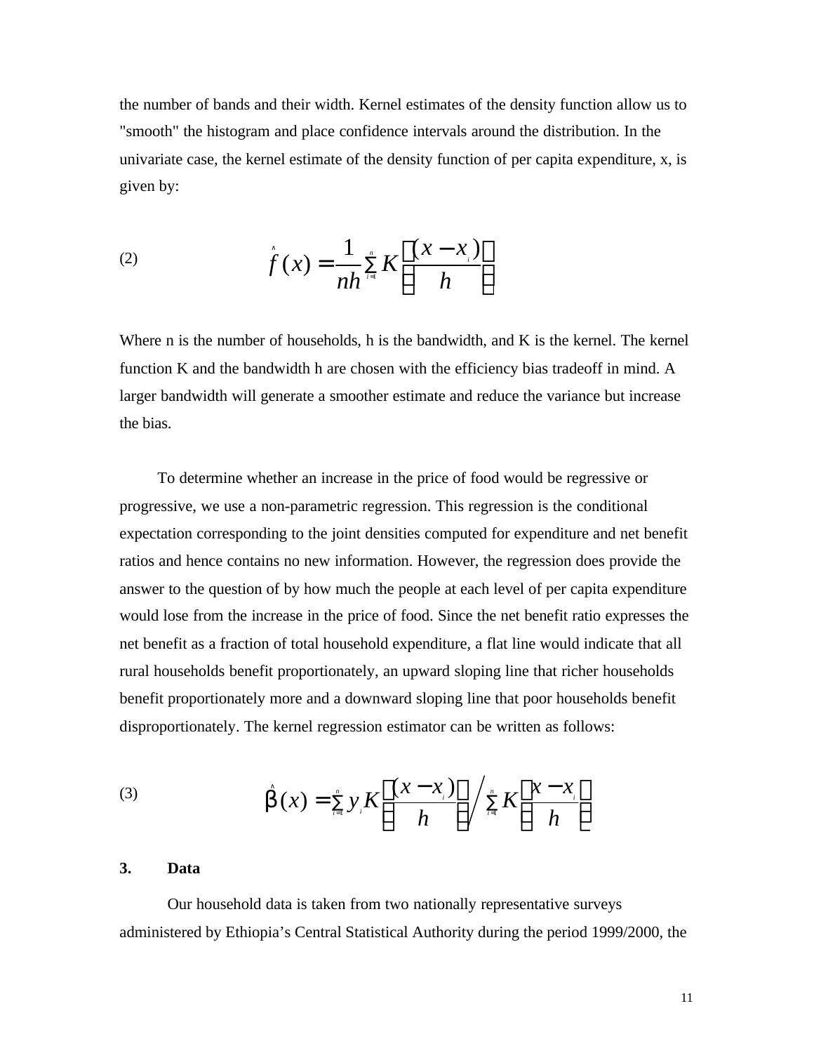the number of bands and their width. Kernel estimates of the density function allow us to "smooth" the histogram and place confidence intervals around the distribution. In the univariate case, the kernel estimate of the density function of per capita expenditure, x, is given by:

$$\hat{f}(x) = \frac{1}{nh}\sum_{i=1}^{n} K\left(\frac{(x - x_i)}{h}\right) \tag{2}$$

Where n is the number of households, h is the bandwidth, and K is the kernel. The kernel function K and the bandwidth h are chosen with the efficiency bias tradeoff in mind. A larger bandwidth will generate a smoother estimate and reduce the variance but increase the bias.

To determine whether an increase in the price of food would be regressive or progressive, we use a non-parametric regression. This regression is the conditional expectation corresponding to the joint densities computed for expenditure and net benefit ratios and hence contains no new information. However, the regression does provide the answer to the question of by how much the people at each level of per capita expenditure would lose from the increase in the price of food. Since the net benefit ratio expresses the net benefit as a fraction of total household expenditure, a flat line would indicate that all rural households benefit proportionately, an upward sloping line that richer households benefit proportionately more and a downward sloping line that poor households benefit disproportionately. The kernel regression estimator can be written as follows:

$$\hat{\beta}(x) = \sum_{i=1}^{n} y_i K\left(\frac{(x - x_i)}{h}\right) \Bigg/ \sum_{i=1}^{n} K\left(\frac{x - x_i}{h}\right) \tag{3}$$

## 3. Data

Our household data is taken from two nationally representative surveys administered by Ethiopia's Central Statistical Authority during the period 1999/2000, the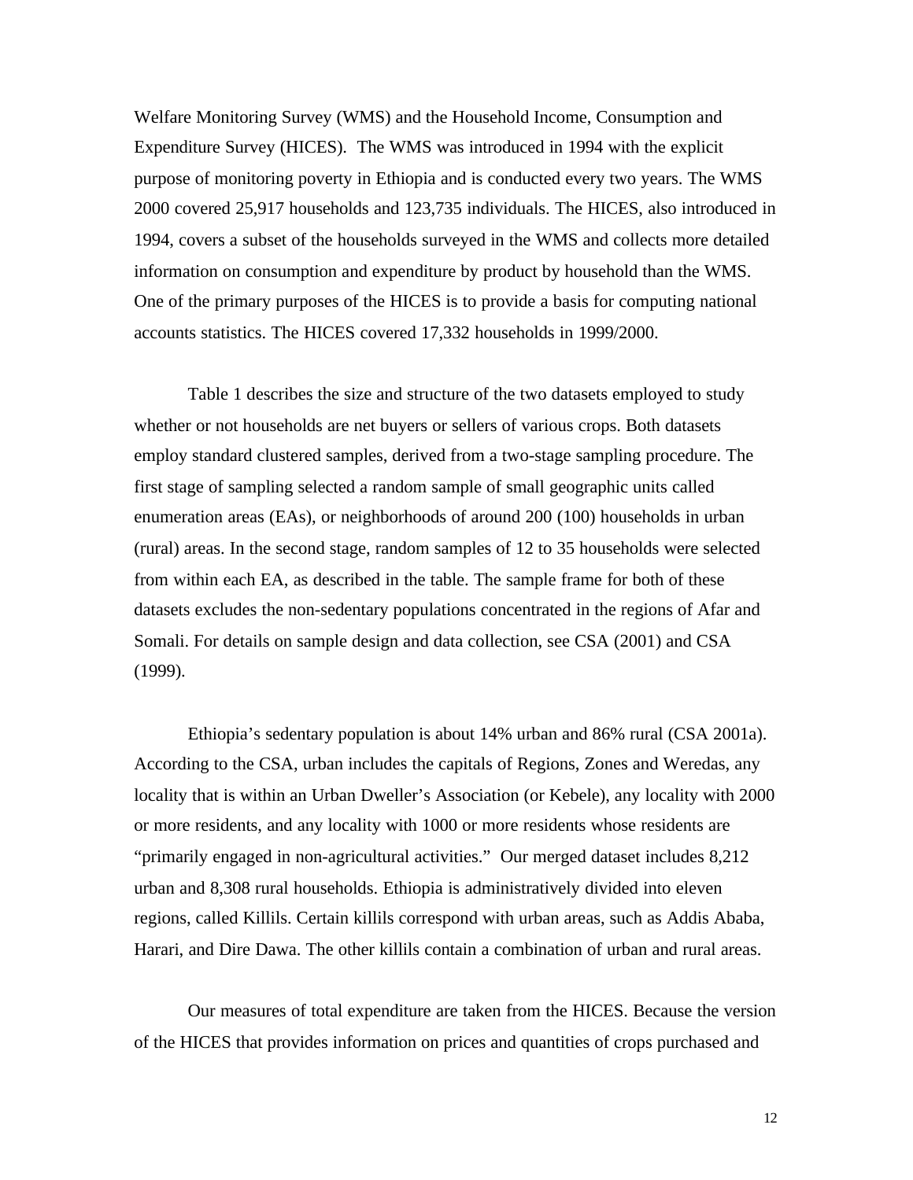Welfare Monitoring Survey (WMS) and the Household Income, Consumption and Expenditure Survey (HICES). The WMS was introduced in 1994 with the explicit purpose of monitoring poverty in Ethiopia and is conducted every two years. The WMS 2000 covered 25,917 households and 123,735 individuals. The HICES, also introduced in 1994, covers a subset of the households surveyed in the WMS and collects more detailed information on consumption and expenditure by product by household than the WMS. One of the primary purposes of the HICES is to provide a basis for computing national accounts statistics. The HICES covered 17,332 households in 1999/2000.

Table 1 describes the size and structure of the two datasets employed to study whether or not households are net buyers or sellers of various crops. Both datasets employ standard clustered samples, derived from a two-stage sampling procedure. The first stage of sampling selected a random sample of small geographic units called enumeration areas (EAs), or neighborhoods of around 200 (100) households in urban (rural) areas. In the second stage, random samples of 12 to 35 households were selected from within each EA, as described in the table. The sample frame for both of these datasets excludes the non-sedentary populations concentrated in the regions of Afar and Somali. For details on sample design and data collection, see CSA (2001) and CSA (1999).

Ethiopia's sedentary population is about 14% urban and 86% rural (CSA 2001a). According to the CSA, urban includes the capitals of Regions, Zones and Weredas, any locality that is within an Urban Dweller's Association (or Kebele), any locality with 2000 or more residents, and any locality with 1000 or more residents whose residents are "primarily engaged in non-agricultural activities." Our merged dataset includes 8,212 urban and 8,308 rural households. Ethiopia is administratively divided into eleven regions, called Killils. Certain killils correspond with urban areas, such as Addis Ababa, Harari, and Dire Dawa. The other killils contain a combination of urban and rural areas.

Our measures of total expenditure are taken from the HICES. Because the version of the HICES that provides information on prices and quantities of crops purchased and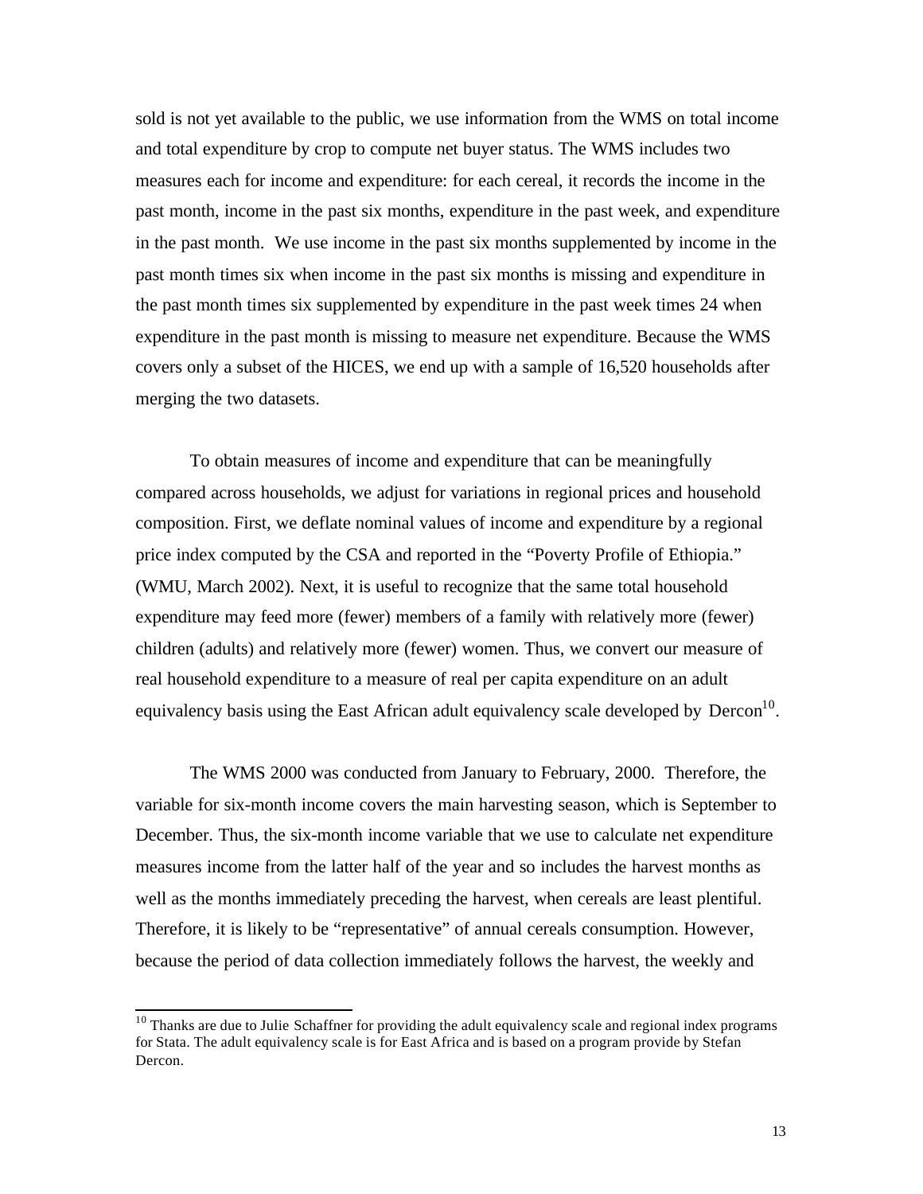sold is not yet available to the public, we use information from the WMS on total income and total expenditure by crop to compute net buyer status. The WMS includes two measures each for income and expenditure: for each cereal, it records the income in the past month, income in the past six months, expenditure in the past week, and expenditure in the past month. We use income in the past six months supplemented by income in the past month times six when income in the past six months is missing and expenditure in the past month times six supplemented by expenditure in the past week times 24 when expenditure in the past month is missing to measure net expenditure. Because the WMS covers only a subset of the HICES, we end up with a sample of 16,520 households after merging the two datasets.

To obtain measures of income and expenditure that can be meaningfully compared across households, we adjust for variations in regional prices and household composition. First, we deflate nominal values of income and expenditure by a regional price index computed by the CSA and reported in the "Poverty Profile of Ethiopia." (WMU, March 2002). Next, it is useful to recognize that the same total household expenditure may feed more (fewer) members of a family with relatively more (fewer) children (adults) and relatively more (fewer) women. Thus, we convert our measure of real household expenditure to a measure of real per capita expenditure on an adult equivalency basis using the East African adult equivalency scale developed by Dercon[10].

The WMS 2000 was conducted from January to February, 2000. Therefore, the variable for six-month income covers the main harvesting season, which is September to December. Thus, the six-month income variable that we use to calculate net expenditure measures income from the latter half of the year and so includes the harvest months as well as the months immediately preceding the harvest, when cereals are least plentiful. Therefore, it is likely to be "representative" of annual cereals consumption. However, because the period of data collection immediately follows the harvest, the weekly and

---

[10] Thanks are due to Julie Schaffner for providing the adult equivalency scale and regional index programs for Stata. The adult equivalency scale is for East Africa and is based on a program provide by Stefan Dercon.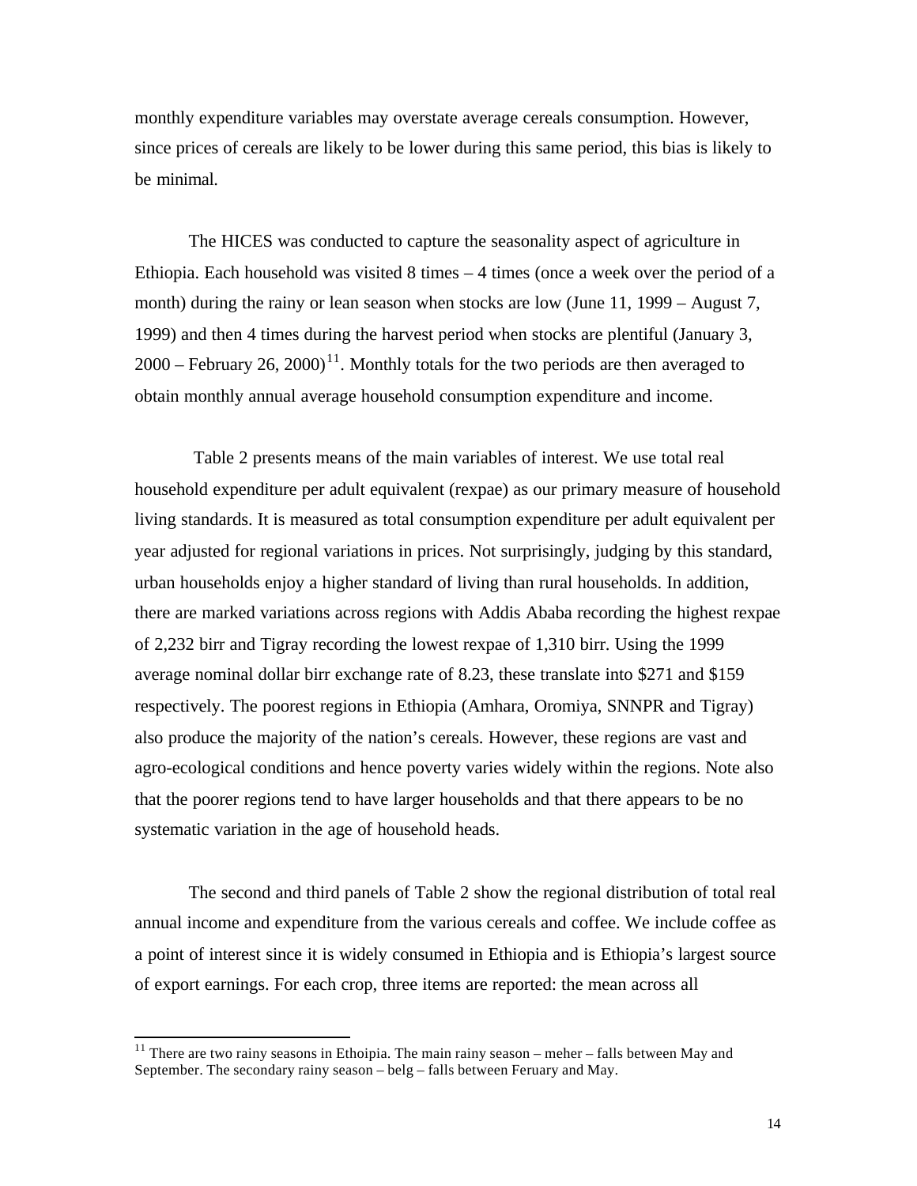monthly expenditure variables may overstate average cereals consumption. However, since prices of cereals are likely to be lower during this same period, this bias is likely to be minimal.

The HICES was conducted to capture the seasonality aspect of agriculture in Ethiopia. Each household was visited 8 times – 4 times (once a week over the period of a month) during the rainy or lean season when stocks are low (June 11, 1999 – August 7, 1999) and then 4 times during the harvest period when stocks are plentiful (January 3, 2000 – February 26, 2000)[11]. Monthly totals for the two periods are then averaged to obtain monthly annual average household consumption expenditure and income.

Table 2 presents means of the main variables of interest. We use total real household expenditure per adult equivalent (rexpae) as our primary measure of household living standards. It is measured as total consumption expenditure per adult equivalent per year adjusted for regional variations in prices. Not surprisingly, judging by this standard, urban households enjoy a higher standard of living than rural households. In addition, there are marked variations across regions with Addis Ababa recording the highest rexpae of 2,232 birr and Tigray recording the lowest rexpae of 1,310 birr. Using the 1999 average nominal dollar birr exchange rate of 8.23, these translate into $271 and $159 respectively. The poorest regions in Ethiopia (Amhara, Oromiya, SNNPR and Tigray) also produce the majority of the nation's cereals. However, these regions are vast and agro-ecological conditions and hence poverty varies widely within the regions. Note also that the poorer regions tend to have larger households and that there appears to be no systematic variation in the age of household heads.

The second and third panels of Table 2 show the regional distribution of total real annual income and expenditure from the various cereals and coffee. We include coffee as a point of interest since it is widely consumed in Ethiopia and is Ethiopia's largest source of export earnings. For each crop, three items are reported: the mean across all

[11] There are two rainy seasons in Ethoipia. The main rainy season – meher – falls between May and September. The secondary rainy season – belg – falls between Feruary and May.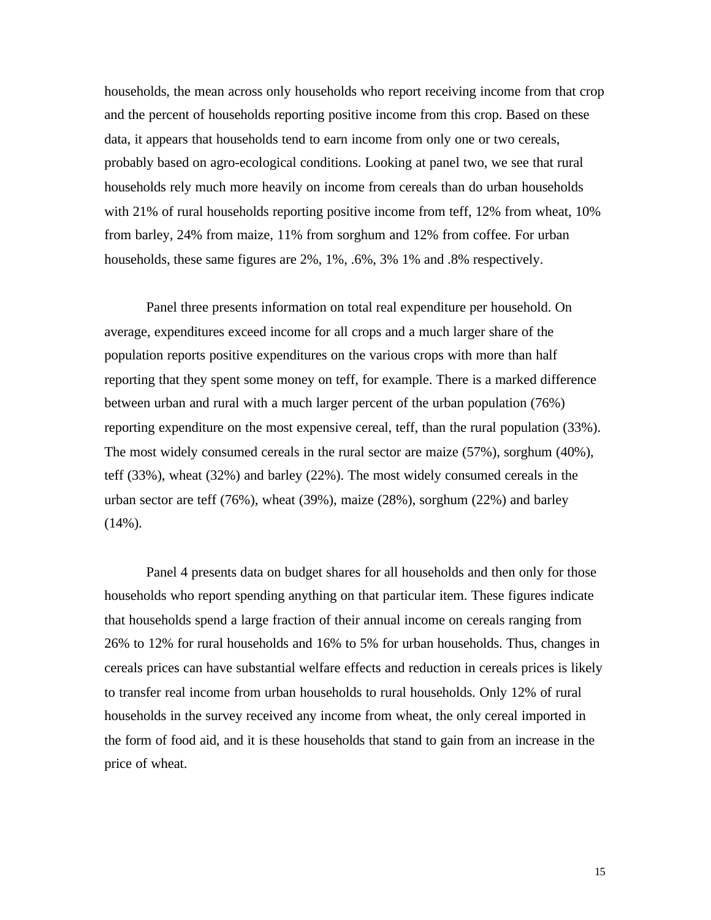households, the mean across only households who report receiving income from that crop and the percent of households reporting positive income from this crop. Based on these data, it appears that households tend to earn income from only one or two cereals, probably based on agro-ecological conditions. Looking at panel two, we see that rural households rely much more heavily on income from cereals than do urban households with 21% of rural households reporting positive income from teff, 12% from wheat, 10% from barley, 24% from maize, 11% from sorghum and 12% from coffee. For urban households, these same figures are 2%, 1%, .6%, 3% 1% and .8% respectively.

Panel three presents information on total real expenditure per household. On average, expenditures exceed income for all crops and a much larger share of the population reports positive expenditures on the various crops with more than half reporting that they spent some money on teff, for example. There is a marked difference between urban and rural with a much larger percent of the urban population (76%) reporting expenditure on the most expensive cereal, teff, than the rural population (33%). The most widely consumed cereals in the rural sector are maize (57%), sorghum (40%), teff (33%), wheat (32%) and barley (22%). The most widely consumed cereals in the urban sector are teff (76%), wheat (39%), maize (28%), sorghum (22%) and barley (14%).

Panel 4 presents data on budget shares for all households and then only for those households who report spending anything on that particular item. These figures indicate that households spend a large fraction of their annual income on cereals ranging from 26% to 12% for rural households and 16% to 5% for urban households. Thus, changes in cereals prices can have substantial welfare effects and reduction in cereals prices is likely to transfer real income from urban households to rural households. Only 12% of rural households in the survey received any income from wheat, the only cereal imported in the form of food aid, and it is these households that stand to gain from an increase in the price of wheat.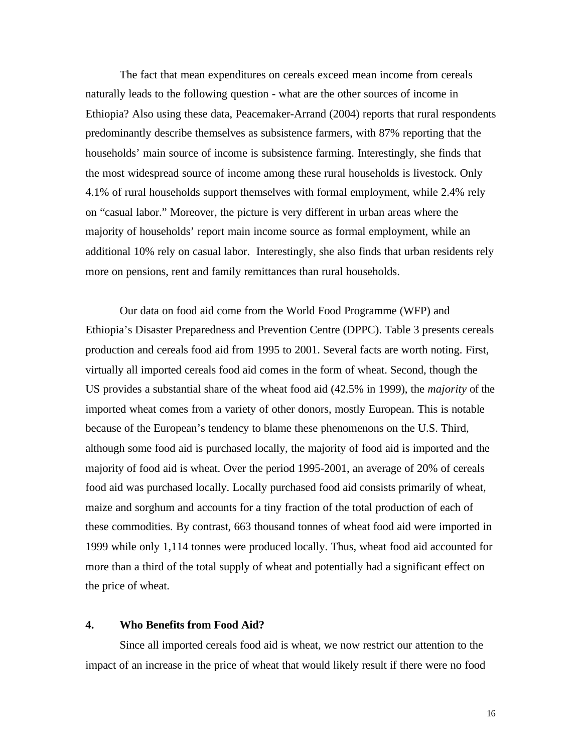The fact that mean expenditures on cereals exceed mean income from cereals naturally leads to the following question - what are the other sources of income in Ethiopia? Also using these data, Peacemaker-Arrand (2004) reports that rural respondents predominantly describe themselves as subsistence farmers, with 87% reporting that the households' main source of income is subsistence farming. Interestingly, she finds that the most widespread source of income among these rural households is livestock. Only 4.1% of rural households support themselves with formal employment, while 2.4% rely on "casual labor." Moreover, the picture is very different in urban areas where the majority of households' report main income source as formal employment, while an additional 10% rely on casual labor. Interestingly, she also finds that urban residents rely more on pensions, rent and family remittances than rural households.

Our data on food aid come from the World Food Programme (WFP) and Ethiopia's Disaster Preparedness and Prevention Centre (DPPC). Table 3 presents cereals production and cereals food aid from 1995 to 2001. Several facts are worth noting. First, virtually all imported cereals food aid comes in the form of wheat. Second, though the US provides a substantial share of the wheat food aid (42.5% in 1999), the *majority* of the imported wheat comes from a variety of other donors, mostly European. This is notable because of the European's tendency to blame these phenomenons on the U.S. Third, although some food aid is purchased locally, the majority of food aid is imported and the majority of food aid is wheat. Over the period 1995-2001, an average of 20% of cereals food aid was purchased locally. Locally purchased food aid consists primarily of wheat, maize and sorghum and accounts for a tiny fraction of the total production of each of these commodities. By contrast, 663 thousand tonnes of wheat food aid were imported in 1999 while only 1,114 tonnes were produced locally. Thus, wheat food aid accounted for more than a third of the total supply of wheat and potentially had a significant effect on the price of wheat.

## 4. Who Benefits from Food Aid?

Since all imported cereals food aid is wheat, we now restrict our attention to the impact of an increase in the price of wheat that would likely result if there were no food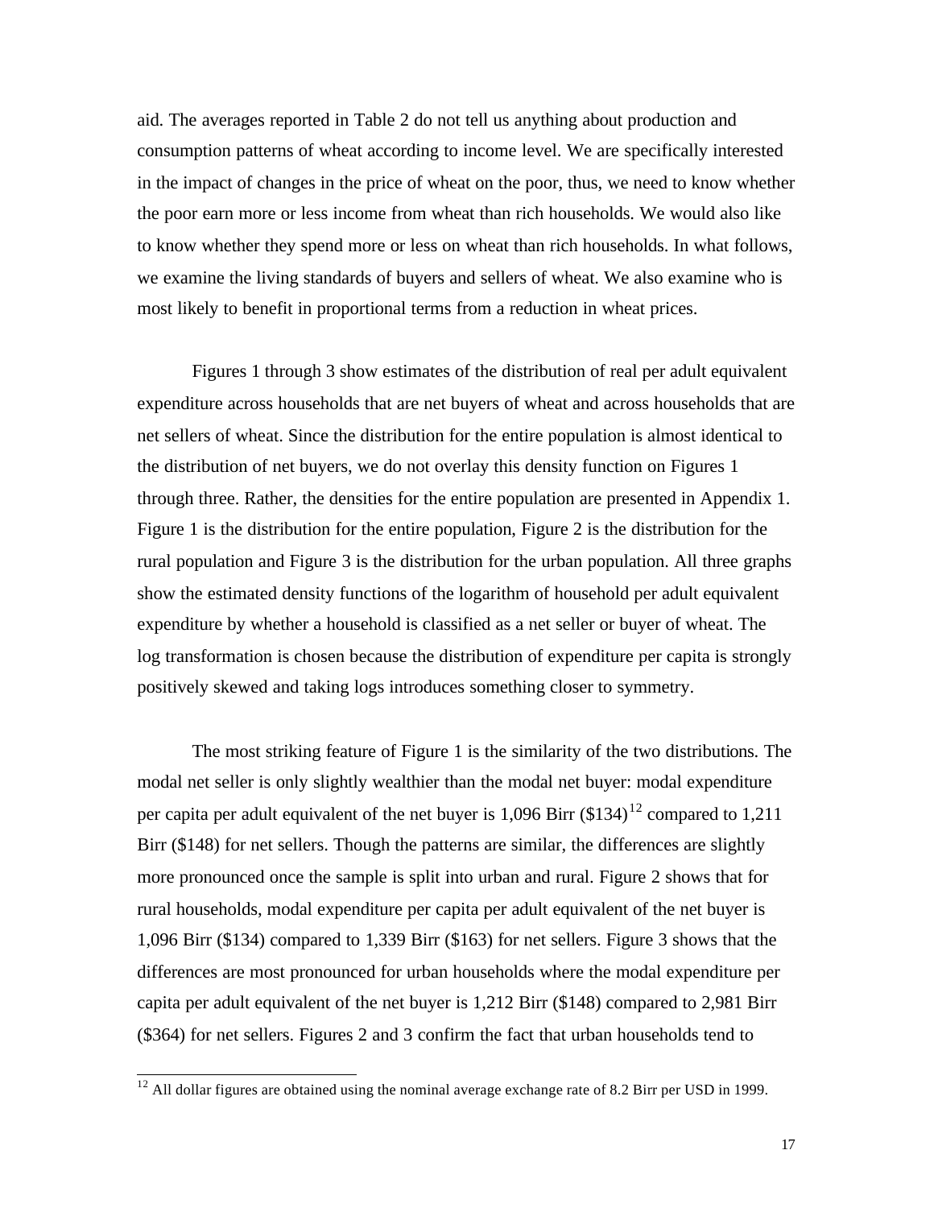aid. The averages reported in Table 2 do not tell us anything about production and consumption patterns of wheat according to income level. We are specifically interested in the impact of changes in the price of wheat on the poor, thus, we need to know whether the poor earn more or less income from wheat than rich households. We would also like to know whether they spend more or less on wheat than rich households. In what follows, we examine the living standards of buyers and sellers of wheat. We also examine who is most likely to benefit in proportional terms from a reduction in wheat prices.

Figures 1 through 3 show estimates of the distribution of real per adult equivalent expenditure across households that are net buyers of wheat and across households that are net sellers of wheat. Since the distribution for the entire population is almost identical to the distribution of net buyers, we do not overlay this density function on Figures 1 through three. Rather, the densities for the entire population are presented in Appendix 1. Figure 1 is the distribution for the entire population, Figure 2 is the distribution for the rural population and Figure 3 is the distribution for the urban population. All three graphs show the estimated density functions of the logarithm of household per adult equivalent expenditure by whether a household is classified as a net seller or buyer of wheat. The log transformation is chosen because the distribution of expenditure per capita is strongly positively skewed and taking logs introduces something closer to symmetry.

The most striking feature of Figure 1 is the similarity of the two distributions. The modal net seller is only slightly wealthier than the modal net buyer: modal expenditure per capita per adult equivalent of the net buyer is 1,096 Birr ($134)[12] compared to 1,211 Birr ($148) for net sellers. Though the patterns are similar, the differences are slightly more pronounced once the sample is split into urban and rural. Figure 2 shows that for rural households, modal expenditure per capita per adult equivalent of the net buyer is 1,096 Birr ($134) compared to 1,339 Birr ($163) for net sellers. Figure 3 shows that the differences are most pronounced for urban households where the modal expenditure per capita per adult equivalent of the net buyer is 1,212 Birr ($148) compared to 2,981 Birr ($364) for net sellers. Figures 2 and 3 confirm the fact that urban households tend to

[12] All dollar figures are obtained using the nominal average exchange rate of 8.2 Birr per USD in 1999.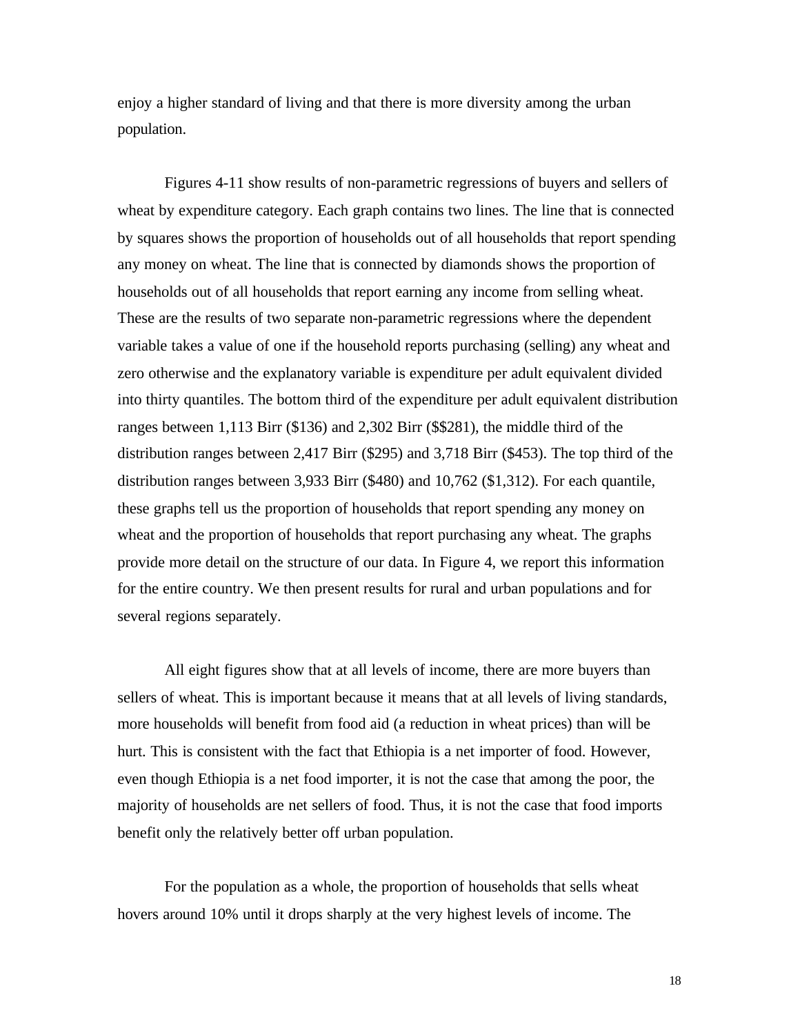enjoy a higher standard of living and that there is more diversity among the urban population.

Figures 4-11 show results of non-parametric regressions of buyers and sellers of wheat by expenditure category. Each graph contains two lines. The line that is connected by squares shows the proportion of households out of all households that report spending any money on wheat. The line that is connected by diamonds shows the proportion of households out of all households that report earning any income from selling wheat. These are the results of two separate non-parametric regressions where the dependent variable takes a value of one if the household reports purchasing (selling) any wheat and zero otherwise and the explanatory variable is expenditure per adult equivalent divided into thirty quantiles. The bottom third of the expenditure per adult equivalent distribution ranges between 1,113 Birr ($136) and 2,302 Birr ($$281), the middle third of the distribution ranges between 2,417 Birr ($295) and 3,718 Birr ($453). The top third of the distribution ranges between 3,933 Birr ($480) and 10,762 ($1,312). For each quantile, these graphs tell us the proportion of households that report spending any money on wheat and the proportion of households that report purchasing any wheat. The graphs provide more detail on the structure of our data. In Figure 4, we report this information for the entire country. We then present results for rural and urban populations and for several regions separately.

All eight figures show that at all levels of income, there are more buyers than sellers of wheat. This is important because it means that at all levels of living standards, more households will benefit from food aid (a reduction in wheat prices) than will be hurt. This is consistent with the fact that Ethiopia is a net importer of food. However, even though Ethiopia is a net food importer, it is not the case that among the poor, the majority of households are net sellers of food. Thus, it is not the case that food imports benefit only the relatively better off urban population.

For the population as a whole, the proportion of households that sells wheat hovers around 10% until it drops sharply at the very highest levels of income. The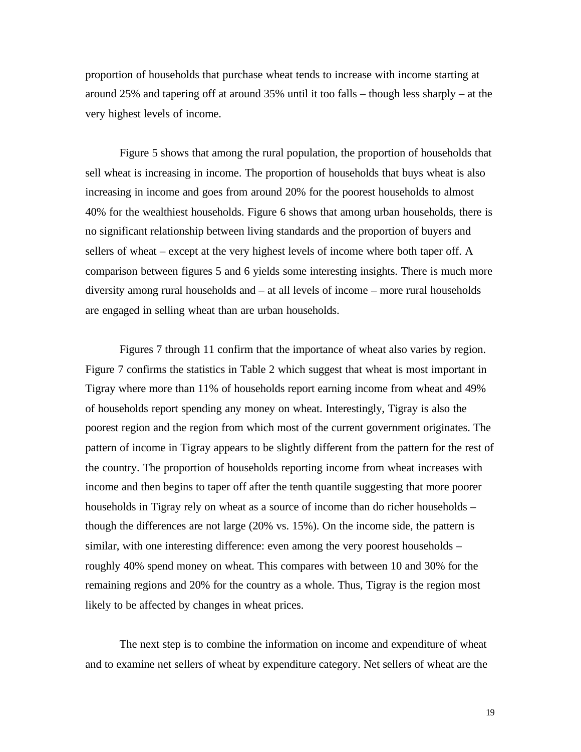proportion of households that purchase wheat tends to increase with income starting at around 25% and tapering off at around 35% until it too falls – though less sharply – at the very highest levels of income.

Figure 5 shows that among the rural population, the proportion of households that sell wheat is increasing in income. The proportion of households that buys wheat is also increasing in income and goes from around 20% for the poorest households to almost 40% for the wealthiest households. Figure 6 shows that among urban households, there is no significant relationship between living standards and the proportion of buyers and sellers of wheat – except at the very highest levels of income where both taper off. A comparison between figures 5 and 6 yields some interesting insights. There is much more diversity among rural households and – at all levels of income – more rural households are engaged in selling wheat than are urban households.

Figures 7 through 11 confirm that the importance of wheat also varies by region. Figure 7 confirms the statistics in Table 2 which suggest that wheat is most important in Tigray where more than 11% of households report earning income from wheat and 49% of households report spending any money on wheat. Interestingly, Tigray is also the poorest region and the region from which most of the current government originates. The pattern of income in Tigray appears to be slightly different from the pattern for the rest of the country. The proportion of households reporting income from wheat increases with income and then begins to taper off after the tenth quantile suggesting that more poorer households in Tigray rely on wheat as a source of income than do richer households – though the differences are not large (20% vs. 15%). On the income side, the pattern is similar, with one interesting difference: even among the very poorest households – roughly 40% spend money on wheat. This compares with between 10 and 30% for the remaining regions and 20% for the country as a whole. Thus, Tigray is the region most likely to be affected by changes in wheat prices.

The next step is to combine the information on income and expenditure of wheat and to examine net sellers of wheat by expenditure category. Net sellers of wheat are the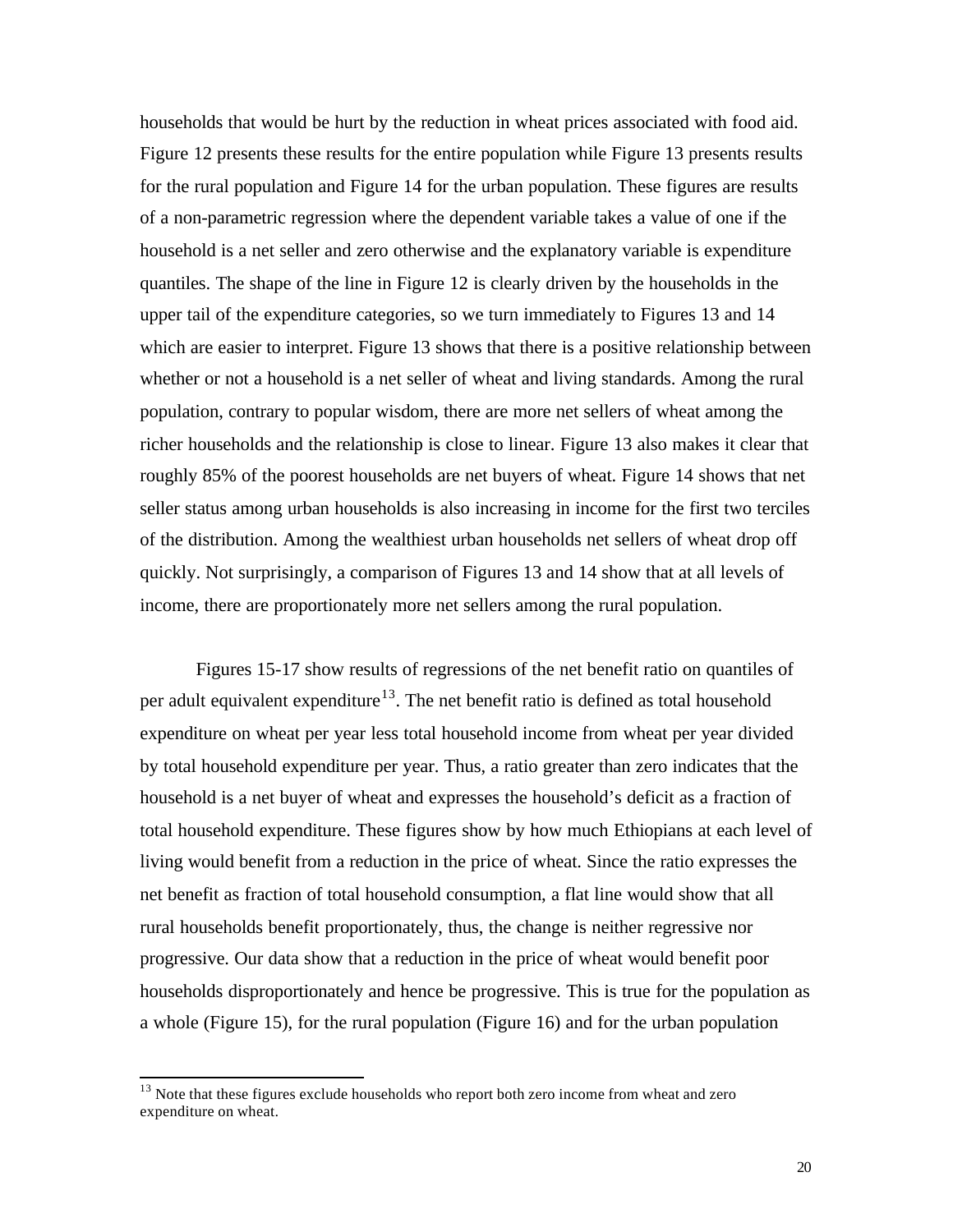households that would be hurt by the reduction in wheat prices associated with food aid. Figure 12 presents these results for the entire population while Figure 13 presents results for the rural population and Figure 14 for the urban population. These figures are results of a non-parametric regression where the dependent variable takes a value of one if the household is a net seller and zero otherwise and the explanatory variable is expenditure quantiles. The shape of the line in Figure 12 is clearly driven by the households in the upper tail of the expenditure categories, so we turn immediately to Figures 13 and 14 which are easier to interpret. Figure 13 shows that there is a positive relationship between whether or not a household is a net seller of wheat and living standards. Among the rural population, contrary to popular wisdom, there are more net sellers of wheat among the richer households and the relationship is close to linear. Figure 13 also makes it clear that roughly 85% of the poorest households are net buyers of wheat. Figure 14 shows that net seller status among urban households is also increasing in income for the first two terciles of the distribution. Among the wealthiest urban households net sellers of wheat drop off quickly. Not surprisingly, a comparison of Figures 13 and 14 show that at all levels of income, there are proportionately more net sellers among the rural population.

Figures 15-17 show results of regressions of the net benefit ratio on quantiles of per adult equivalent expenditure[13]. The net benefit ratio is defined as total household expenditure on wheat per year less total household income from wheat per year divided by total household expenditure per year. Thus, a ratio greater than zero indicates that the household is a net buyer of wheat and expresses the household's deficit as a fraction of total household expenditure. These figures show by how much Ethiopians at each level of living would benefit from a reduction in the price of wheat. Since the ratio expresses the net benefit as fraction of total household consumption, a flat line would show that all rural households benefit proportionately, thus, the change is neither regressive nor progressive. Our data show that a reduction in the price of wheat would benefit poor households disproportionately and hence be progressive. This is true for the population as a whole (Figure 15), for the rural population (Figure 16) and for the urban population

[13] Note that these figures exclude households who report both zero income from wheat and zero expenditure on wheat.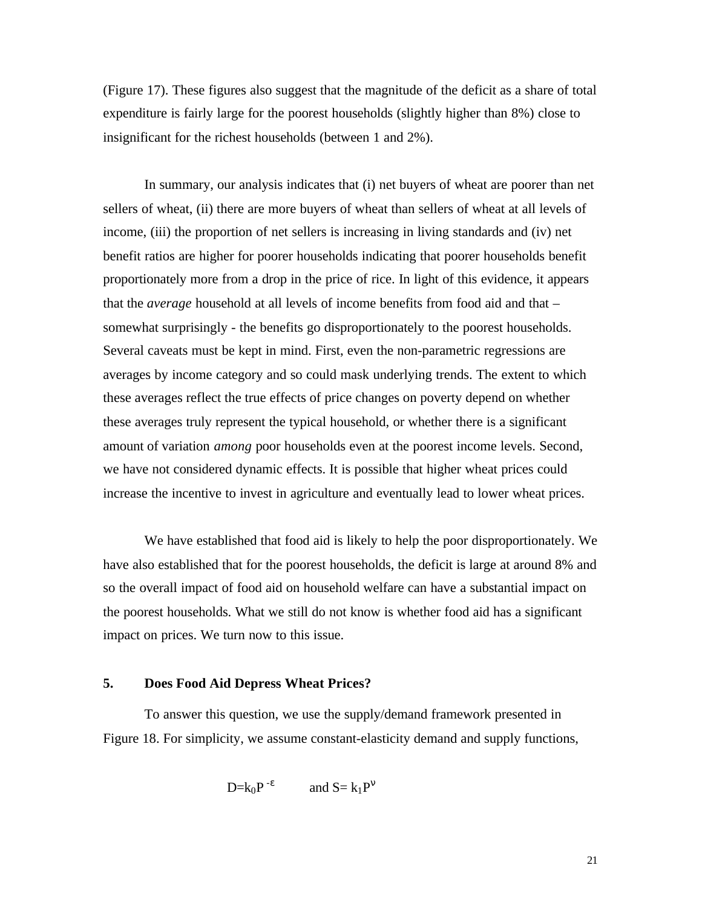(Figure 17). These figures also suggest that the magnitude of the deficit as a share of total expenditure is fairly large for the poorest households (slightly higher than 8%) close to insignificant for the richest households (between 1 and 2%).

In summary, our analysis indicates that (i) net buyers of wheat are poorer than net sellers of wheat, (ii) there are more buyers of wheat than sellers of wheat at all levels of income, (iii) the proportion of net sellers is increasing in living standards and (iv) net benefit ratios are higher for poorer households indicating that poorer households benefit proportionately more from a drop in the price of rice. In light of this evidence, it appears that the *average* household at all levels of income benefits from food aid and that – somewhat surprisingly - the benefits go disproportionately to the poorest households. Several caveats must be kept in mind. First, even the non-parametric regressions are averages by income category and so could mask underlying trends. The extent to which these averages reflect the true effects of price changes on poverty depend on whether these averages truly represent the typical household, or whether there is a significant amount of variation *among* poor households even at the poorest income levels. Second, we have not considered dynamic effects. It is possible that higher wheat prices could increase the incentive to invest in agriculture and eventually lead to lower wheat prices.

We have established that food aid is likely to help the poor disproportionately. We have also established that for the poorest households, the deficit is large at around 8% and so the overall impact of food aid on household welfare can have a substantial impact on the poorest households. What we still do not know is whether food aid has a significant impact on prices. We turn now to this issue.

## 5. Does Food Aid Depress Wheat Prices?

To answer this question, we use the supply/demand framework presented in Figure 18. For simplicity, we assume constant-elasticity demand and supply functions,

$$D = k_0 P^{-\varepsilon} \qquad \text{and } S = k_1 P^{\nu}$$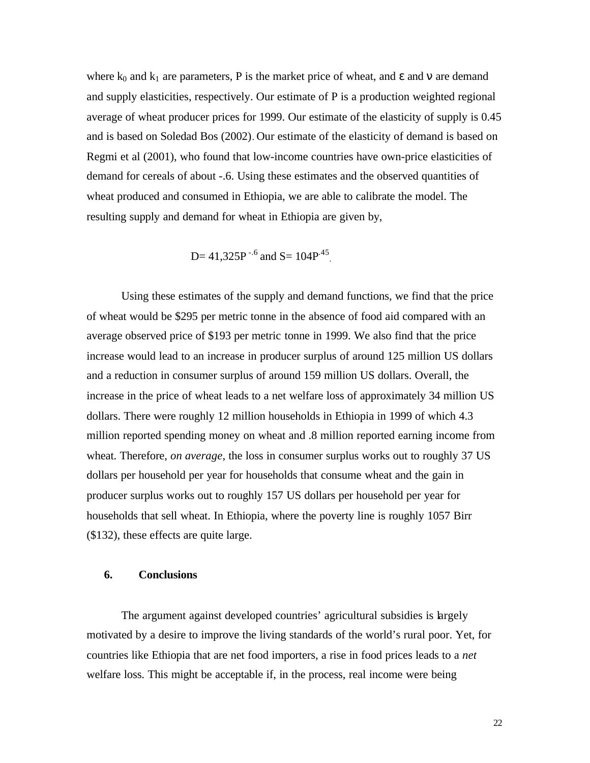where $k_0$ and $k_1$ are parameters, P is the market price of wheat, and $\varepsilon$ and $\nu$ are demand and supply elasticities, respectively. Our estimate of P is a production weighted regional average of wheat producer prices for 1999. Our estimate of the elasticity of supply is 0.45 and is based on Soledad Bos (2002). Our estimate of the elasticity of demand is based on Regmi et al (2001), who found that low-income countries have own-price elasticities of demand for cereals of about -.6. Using these estimates and the observed quantities of wheat produced and consumed in Ethiopia, we are able to calibrate the model. The resulting supply and demand for wheat in Ethiopia are given by,

$$D = 41{,}325P^{-.6} \text{ and } S = 104P^{.45}.$$

Using these estimates of the supply and demand functions, we find that the price of wheat would be \$295 per metric tonne in the absence of food aid compared with an average observed price of \$193 per metric tonne in 1999. We also find that the price increase would lead to an increase in producer surplus of around 125 million US dollars and a reduction in consumer surplus of around 159 million US dollars. Overall, the increase in the price of wheat leads to a net welfare loss of approximately 34 million US dollars. There were roughly 12 million households in Ethiopia in 1999 of which 4.3 million reported spending money on wheat and .8 million reported earning income from wheat. Therefore, *on average*, the loss in consumer surplus works out to roughly 37 US dollars per household per year for households that consume wheat and the gain in producer surplus works out to roughly 157 US dollars per household per year for households that sell wheat. In Ethiopia, where the poverty line is roughly 1057 Birr (\$132), these effects are quite large.

## 6. Conclusions

The argument against developed countries' agricultural subsidies is largely motivated by a desire to improve the living standards of the world's rural poor. Yet, for countries like Ethiopia that are net food importers, a rise in food prices leads to a *net* welfare loss. This might be acceptable if, in the process, real income were being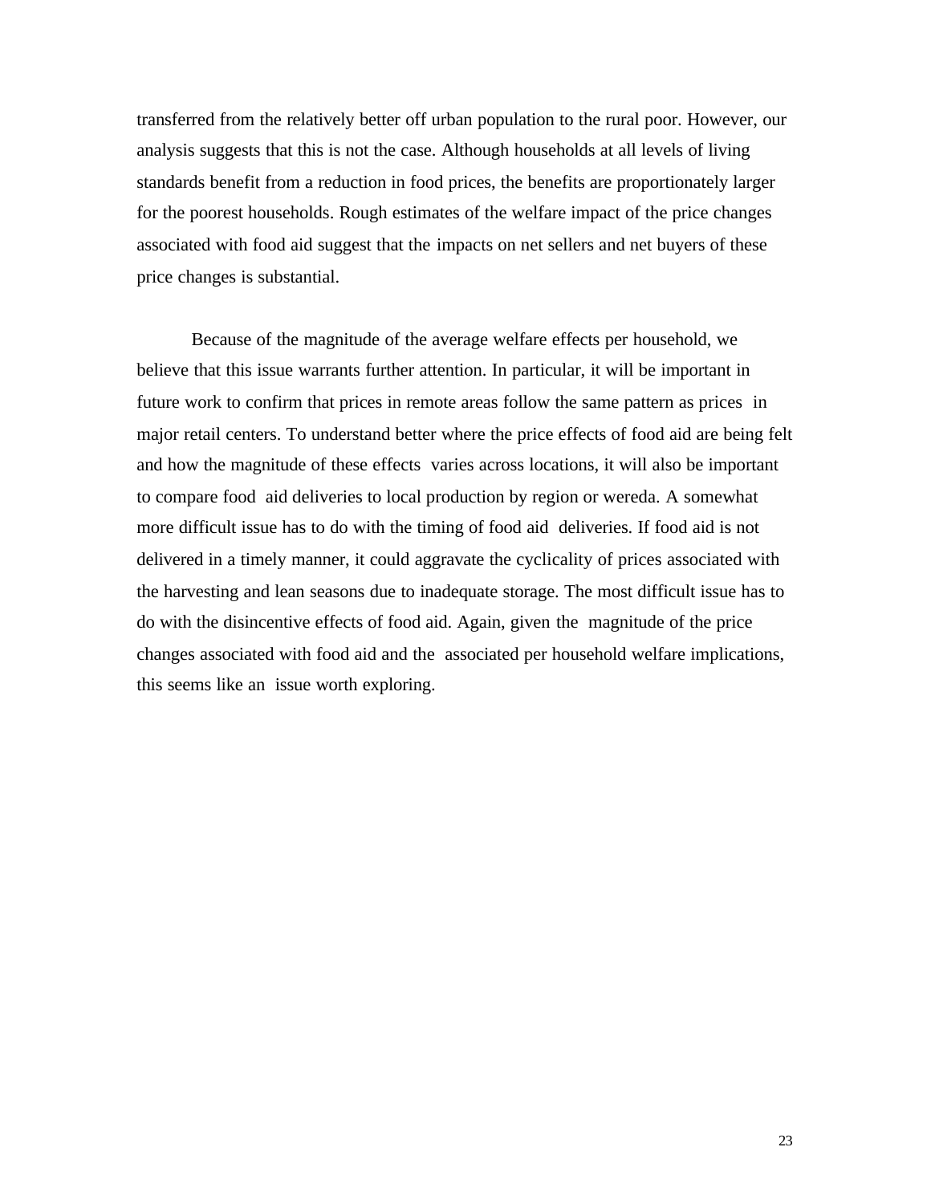transferred from the relatively better off urban population to the rural poor. However, our analysis suggests that this is not the case. Although households at all levels of living standards benefit from a reduction in food prices, the benefits are proportionately larger for the poorest households. Rough estimates of the welfare impact of the price changes associated with food aid suggest that the impacts on net sellers and net buyers of these price changes is substantial.

Because of the magnitude of the average welfare effects per household, we believe that this issue warrants further attention. In particular, it will be important in future work to confirm that prices in remote areas follow the same pattern as prices in major retail centers. To understand better where the price effects of food aid are being felt and how the magnitude of these effects varies across locations, it will also be important to compare food aid deliveries to local production by region or wereda. A somewhat more difficult issue has to do with the timing of food aid deliveries. If food aid is not delivered in a timely manner, it could aggravate the cyclicality of prices associated with the harvesting and lean seasons due to inadequate storage. The most difficult issue has to do with the disincentive effects of food aid. Again, given the magnitude of the price changes associated with food aid and the associated per household welfare implications, this seems like an issue worth exploring.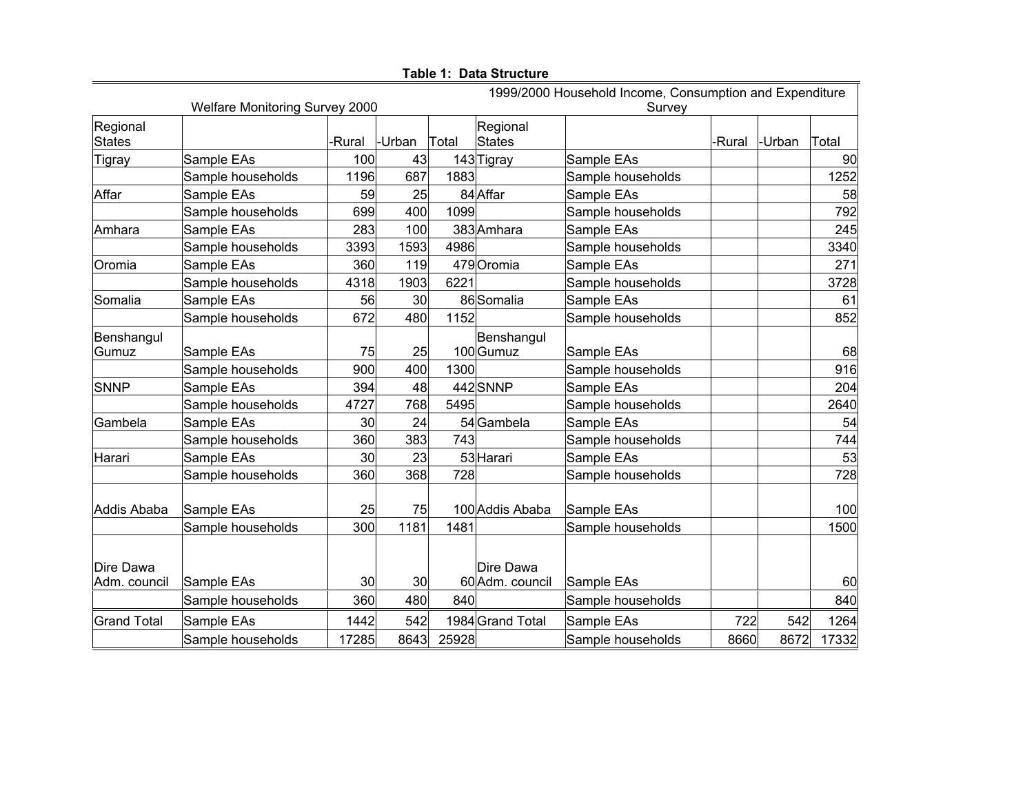**Table 1: Data Structure**

| Welfare Monitoring Survey 2000 | | | | | 1999/2000 Household Income, Consumption and Expenditure Survey | | | | |
|---|---|---|---|---|---|---|---|---|---|
| Regional States | | -Rural | -Urban | Total | Regional States | | -Rural | -Urban | Total |
| Tigray | Sample EAs | 100 | 43 | 143 | Tigray | Sample EAs | | | 90 |
| | Sample households | 1196 | 687 | 1883 | | Sample households | | | 1252 |
| Affar | Sample EAs | 59 | 25 | 84 | Affar | Sample EAs | | | 58 |
| | Sample households | 699 | 400 | 1099 | | Sample households | | | 792 |
| Amhara | Sample EAs | 283 | 100 | 383 | Amhara | Sample EAs | | | 245 |
| | Sample households | 3393 | 1593 | 4986 | | Sample households | | | 3340 |
| Oromia | Sample EAs | 360 | 119 | 479 | Oromia | Sample EAs | | | 271 |
| | Sample households | 4318 | 1903 | 6221 | | Sample households | | | 3728 |
| Somalia | Sample EAs | 56 | 30 | 86 | Somalia | Sample EAs | | | 61 |
| | Sample households | 672 | 480 | 1152 | | Sample households | | | 852 |
| Benshangul Gumuz | Sample EAs | 75 | 25 | 100 | Benshangul Gumuz | Sample EAs | | | 68 |
| | Sample households | 900 | 400 | 1300 | | Sample households | | | 916 |
| SNNP | Sample EAs | 394 | 48 | 442 | SNNP | Sample EAs | | | 204 |
| | Sample households | 4727 | 768 | 5495 | | Sample households | | | 2640 |
| Gambela | Sample EAs | 30 | 24 | 54 | Gambela | Sample EAs | | | 54 |
| | Sample households | 360 | 383 | 743 | | Sample households | | | 744 |
| Harari | Sample EAs | 30 | 23 | 53 | Harari | Sample EAs | | | 53 |
| | Sample households | 360 | 368 | 728 | | Sample households | | | 728 |
| Addis Ababa | Sample EAs | 25 | 75 | 100 | Addis Ababa | Sample EAs | | | 100 |
| | Sample households | 300 | 1181 | 1481 | | Sample households | | | 1500 |
| Dire Dawa Adm. council | Sample EAs | 30 | 30 | 60 | Dire Dawa Adm. council | Sample EAs | | | 60 |
| | Sample households | 360 | 480 | 840 | | Sample households | | | 840 |
| Grand Total | Sample EAs | 1442 | 542 | 1984 | Grand Total | Sample EAs | 722 | 542 | 1264 |
| | Sample households | 17285 | 8643 | 25928 | | Sample households | 8660 | 8672 | 17332 |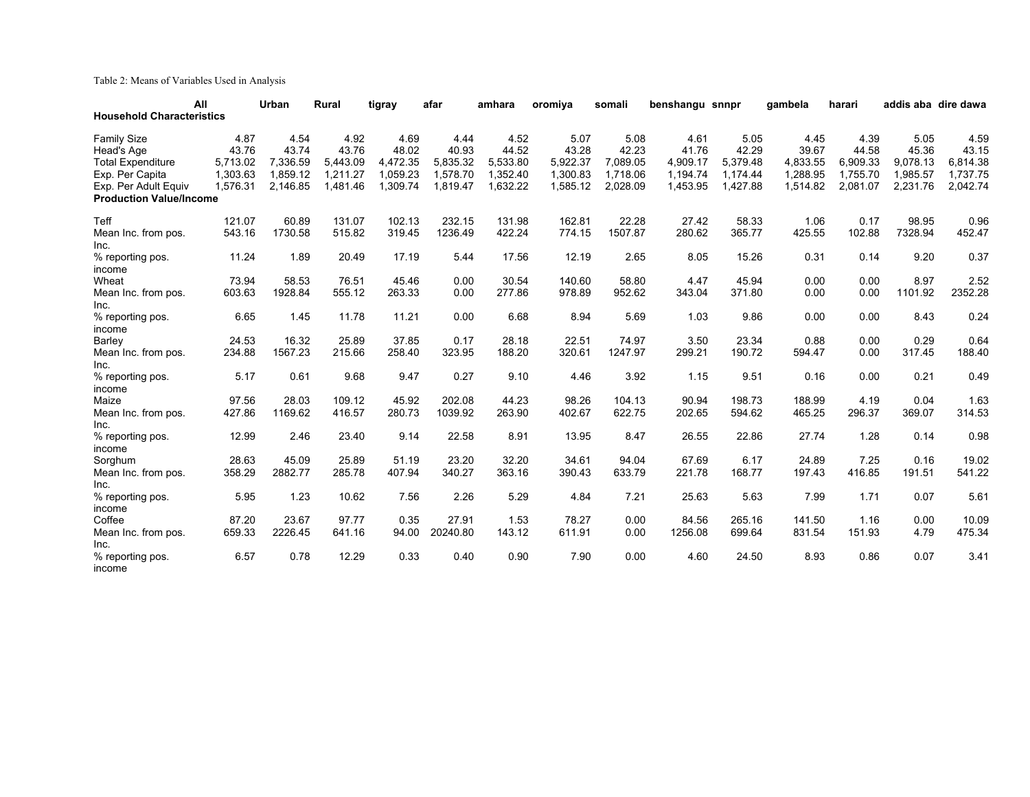Table 2: Means of Variables Used in Analysis

| | All | Urban | Rural | tigray | afar | amhara | oromiya | somali | benshangu | snnpr | gambela | harari | addis aba | dire dawa |
|---|---|---|---|---|---|---|---|---|---|---|---|---|---|---|
| **Household Characteristics** | | | | | | | | | | | | | | |
| Family Size | 4.87 | 4.54 | 4.92 | 4.69 | 4.44 | 4.52 | 5.07 | 5.08 | 4.61 | 5.05 | 4.45 | 4.39 | 5.05 | 4.59 |
| Head's Age | 43.76 | 43.74 | 43.76 | 48.02 | 40.93 | 44.52 | 43.28 | 42.23 | 41.76 | 42.29 | 39.67 | 44.58 | 45.36 | 43.15 |
| Total Expenditure | 5,713.02 | 7,336.59 | 5,443.09 | 4,472.35 | 5,835.32 | 5,533.80 | 5,922.37 | 7,089.05 | 4,909.17 | 5,379.48 | 4,833.55 | 6,909.33 | 9,078.13 | 6,814.38 |
| Exp. Per Capita | 1,303.63 | 1,859.12 | 1,211.27 | 1,059.23 | 1,578.70 | 1,352.40 | 1,300.83 | 1,718.06 | 1,194.74 | 1,174.44 | 1,288.95 | 1,755.70 | 1,985.57 | 1,737.75 |
| Exp. Per Adult Equiv | 1,576.31 | 2,146.85 | 1,481.46 | 1,309.74 | 1,819.47 | 1,632.22 | 1,585.12 | 2,028.09 | 1,453.95 | 1,427.88 | 1,514.82 | 2,081.07 | 2,231.76 | 2,042.74 |
| **Production Value/Income** | | | | | | | | | | | | | | |
| Teff | 121.07 | 60.89 | 131.07 | 102.13 | 232.15 | 131.98 | 162.81 | 22.28 | 27.42 | 58.33 | 1.06 | 0.17 | 98.95 | 0.96 |
| Mean Inc. from pos. Inc. | 543.16 | 1730.58 | 515.82 | 319.45 | 1236.49 | 422.24 | 774.15 | 1507.87 | 280.62 | 365.77 | 425.55 | 102.88 | 7328.94 | 452.47 |
| % reporting pos. income | 11.24 | 1.89 | 20.49 | 17.19 | 5.44 | 17.56 | 12.19 | 2.65 | 8.05 | 15.26 | 0.31 | 0.14 | 9.20 | 0.37 |
| Wheat | 73.94 | 58.53 | 76.51 | 45.46 | 0.00 | 30.54 | 140.60 | 58.80 | 4.47 | 45.94 | 0.00 | 0.00 | 8.97 | 2.52 |
| Mean Inc. from pos. Inc. | 603.63 | 1928.84 | 555.12 | 263.33 | 0.00 | 277.86 | 978.89 | 952.62 | 343.04 | 371.80 | 0.00 | 0.00 | 1101.92 | 2352.28 |
| % reporting pos. income | 6.65 | 1.45 | 11.78 | 11.21 | 0.00 | 6.68 | 8.94 | 5.69 | 1.03 | 9.86 | 0.00 | 0.00 | 8.43 | 0.24 |
| Barley | 24.53 | 16.32 | 25.89 | 37.85 | 0.17 | 28.18 | 22.51 | 74.97 | 3.50 | 23.34 | 0.88 | 0.00 | 0.29 | 0.64 |
| Mean Inc. from pos. Inc. | 234.88 | 1567.23 | 215.66 | 258.40 | 323.95 | 188.20 | 320.61 | 1247.97 | 299.21 | 190.72 | 594.47 | 0.00 | 317.45 | 188.40 |
| % reporting pos. income | 5.17 | 0.61 | 9.68 | 9.47 | 0.27 | 9.10 | 4.46 | 3.92 | 1.15 | 9.51 | 0.16 | 0.00 | 0.21 | 0.49 |
| Maize | 97.56 | 28.03 | 109.12 | 45.92 | 202.08 | 44.23 | 98.26 | 104.13 | 90.94 | 198.73 | 188.99 | 4.19 | 0.04 | 1.63 |
| Mean Inc. from pos. Inc. | 427.86 | 1169.62 | 416.57 | 280.73 | 1039.92 | 263.90 | 402.67 | 622.75 | 202.65 | 594.62 | 465.25 | 296.37 | 369.07 | 314.53 |
| % reporting pos. income | 12.99 | 2.46 | 23.40 | 9.14 | 22.58 | 8.91 | 13.95 | 8.47 | 26.55 | 22.86 | 27.74 | 1.28 | 0.14 | 0.98 |
| Sorghum | 28.63 | 45.09 | 25.89 | 51.19 | 23.20 | 32.20 | 34.61 | 94.04 | 67.69 | 6.17 | 24.89 | 7.25 | 0.16 | 19.02 |
| Mean Inc. from pos. Inc. | 358.29 | 2882.77 | 285.78 | 407.94 | 340.27 | 363.16 | 390.43 | 633.79 | 221.78 | 168.77 | 197.43 | 416.85 | 191.51 | 541.22 |
| % reporting pos. income | 5.95 | 1.23 | 10.62 | 7.56 | 2.26 | 5.29 | 4.84 | 7.21 | 25.63 | 5.63 | 7.99 | 1.71 | 0.07 | 5.61 |
| Coffee | 87.20 | 23.67 | 97.77 | 0.35 | 27.91 | 1.53 | 78.27 | 0.00 | 84.56 | 265.16 | 141.50 | 1.16 | 0.00 | 10.09 |
| Mean Inc. from pos. Inc. | 659.33 | 2226.45 | 641.16 | 94.00 | 20240.80 | 143.12 | 611.91 | 0.00 | 1256.08 | 699.64 | 831.54 | 151.93 | 4.79 | 475.34 |
| % reporting pos. income | 6.57 | 0.78 | 12.29 | 0.33 | 0.40 | 0.90 | 7.90 | 0.00 | 4.60 | 24.50 | 8.93 | 0.86 | 0.07 | 3.41 |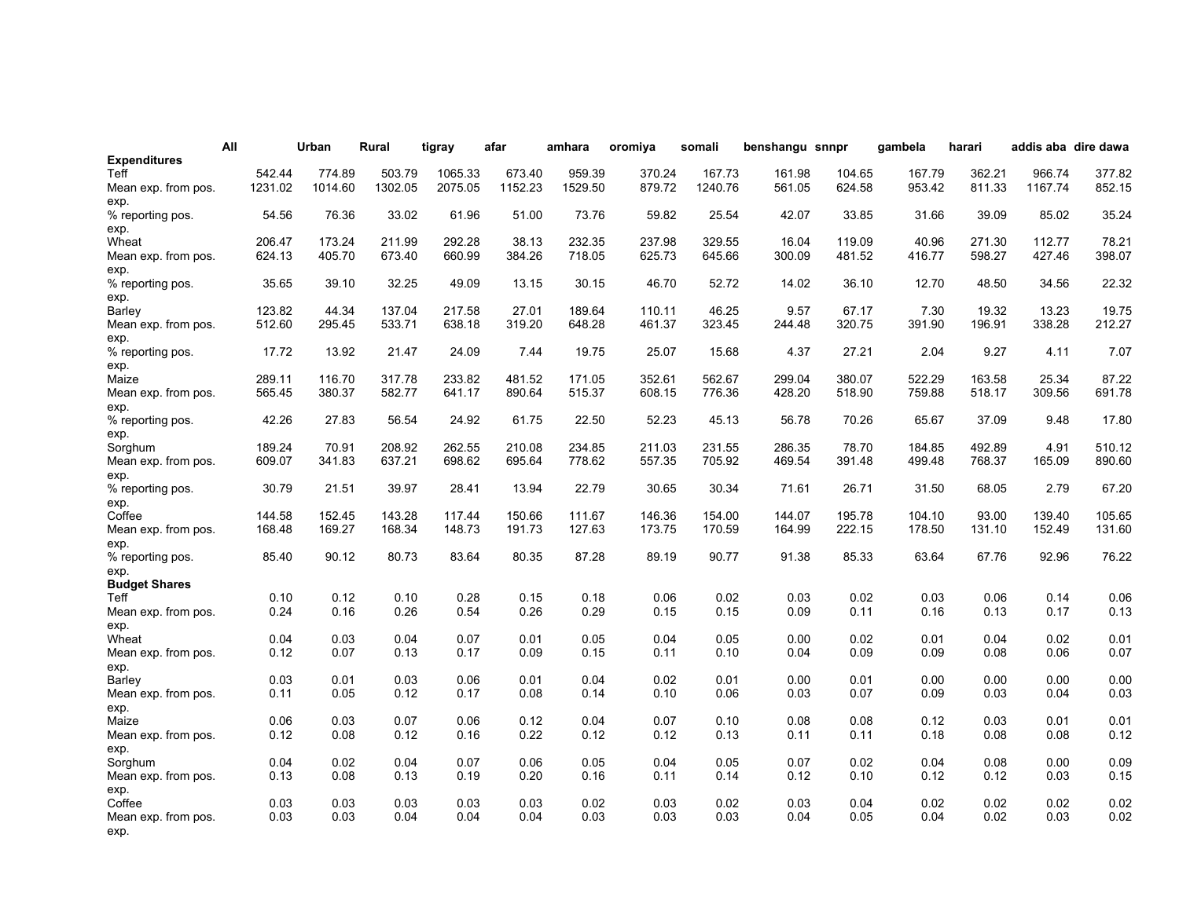| | All | Urban | Rural | tigray | afar | amhara | oromiya | somali | benshangu | snnpr | gambela | harari | addis aba | dire dawa |
|---|---|---|---|---|---|---|---|---|---|---|---|---|---|---|
| **Expenditures** | | | | | | | | | | | | | | |
| Teff | 542.44 | 774.89 | 503.79 | 1065.33 | 673.40 | 959.39 | 370.24 | 167.73 | 161.98 | 104.65 | 167.79 | 362.21 | 966.74 | 377.82 |
| Mean exp. from pos. exp. | 1231.02 | 1014.60 | 1302.05 | 2075.05 | 1152.23 | 1529.50 | 879.72 | 1240.76 | 561.05 | 624.58 | 953.42 | 811.33 | 1167.74 | 852.15 |
| % reporting pos. exp. | 54.56 | 76.36 | 33.02 | 61.96 | 51.00 | 73.76 | 59.82 | 25.54 | 42.07 | 33.85 | 31.66 | 39.09 | 85.02 | 35.24 |
| Wheat | 206.47 | 173.24 | 211.99 | 292.28 | 38.13 | 232.35 | 237.98 | 329.55 | 16.04 | 119.09 | 40.96 | 271.30 | 112.77 | 78.21 |
| Mean exp. from pos. exp. | 624.13 | 405.70 | 673.40 | 660.99 | 384.26 | 718.05 | 625.73 | 645.66 | 300.09 | 481.52 | 416.77 | 598.27 | 427.46 | 398.07 |
| % reporting pos. exp. | 35.65 | 39.10 | 32.25 | 49.09 | 13.15 | 30.15 | 46.70 | 52.72 | 14.02 | 36.10 | 12.70 | 48.50 | 34.56 | 22.32 |
| Barley | 123.82 | 44.34 | 137.04 | 217.58 | 27.01 | 189.64 | 110.11 | 46.25 | 9.57 | 67.17 | 7.30 | 19.32 | 13.23 | 19.75 |
| Mean exp. from pos. exp. | 512.60 | 295.45 | 533.71 | 638.18 | 319.20 | 648.28 | 461.37 | 323.45 | 244.48 | 320.75 | 391.90 | 196.91 | 338.28 | 212.27 |
| % reporting pos. exp. | 17.72 | 13.92 | 21.47 | 24.09 | 7.44 | 19.75 | 25.07 | 15.68 | 4.37 | 27.21 | 2.04 | 9.27 | 4.11 | 7.07 |
| Maize | 289.11 | 116.70 | 317.78 | 233.82 | 481.52 | 171.05 | 352.61 | 562.67 | 299.04 | 380.07 | 522.29 | 163.58 | 25.34 | 87.22 |
| Mean exp. from pos. exp. | 565.45 | 380.37 | 582.77 | 641.17 | 890.64 | 515.37 | 608.15 | 776.36 | 428.20 | 518.90 | 759.88 | 518.17 | 309.56 | 691.78 |
| % reporting pos. exp. | 42.26 | 27.83 | 56.54 | 24.92 | 61.75 | 22.50 | 52.23 | 45.13 | 56.78 | 70.26 | 65.67 | 37.09 | 9.48 | 17.80 |
| Sorghum | 189.24 | 70.91 | 208.92 | 262.55 | 210.08 | 234.85 | 211.03 | 231.55 | 286.35 | 78.70 | 184.85 | 492.89 | 4.91 | 510.12 |
| Mean exp. from pos. exp. | 609.07 | 341.83 | 637.21 | 698.62 | 695.64 | 778.62 | 557.35 | 705.92 | 469.54 | 391.48 | 499.48 | 768.37 | 165.09 | 890.60 |
| % reporting pos. exp. | 30.79 | 21.51 | 39.97 | 28.41 | 13.94 | 22.79 | 30.65 | 30.34 | 71.61 | 26.71 | 31.50 | 68.05 | 2.79 | 67.20 |
| Coffee | 144.58 | 152.45 | 143.28 | 117.44 | 150.66 | 111.67 | 146.36 | 154.00 | 144.07 | 195.78 | 104.10 | 93.00 | 139.40 | 105.65 |
| Mean exp. from pos. exp. | 168.48 | 169.27 | 168.34 | 148.73 | 191.73 | 127.63 | 173.75 | 170.59 | 164.99 | 222.15 | 178.50 | 131.10 | 152.49 | 131.60 |
| % reporting pos. exp. | 85.40 | 90.12 | 80.73 | 83.64 | 80.35 | 87.28 | 89.19 | 90.77 | 91.38 | 85.33 | 63.64 | 67.76 | 92.96 | 76.22 |
| **Budget Shares** | | | | | | | | | | | | | | |
| Teff | 0.10 | 0.12 | 0.10 | 0.28 | 0.15 | 0.18 | 0.06 | 0.02 | 0.03 | 0.02 | 0.03 | 0.06 | 0.14 | 0.06 |
| Mean exp. from pos. exp. | 0.24 | 0.16 | 0.26 | 0.54 | 0.26 | 0.29 | 0.15 | 0.15 | 0.09 | 0.11 | 0.16 | 0.13 | 0.17 | 0.13 |
| Wheat | 0.04 | 0.03 | 0.04 | 0.07 | 0.01 | 0.05 | 0.04 | 0.05 | 0.00 | 0.02 | 0.01 | 0.04 | 0.02 | 0.01 |
| Mean exp. from pos. exp. | 0.12 | 0.07 | 0.13 | 0.17 | 0.09 | 0.15 | 0.11 | 0.10 | 0.04 | 0.09 | 0.09 | 0.08 | 0.06 | 0.07 |
| Barley | 0.03 | 0.01 | 0.03 | 0.06 | 0.01 | 0.04 | 0.02 | 0.01 | 0.00 | 0.01 | 0.00 | 0.00 | 0.00 | 0.00 |
| Mean exp. from pos. exp. | 0.11 | 0.05 | 0.12 | 0.17 | 0.08 | 0.14 | 0.10 | 0.06 | 0.03 | 0.07 | 0.09 | 0.03 | 0.04 | 0.03 |
| Maize | 0.06 | 0.03 | 0.07 | 0.06 | 0.12 | 0.04 | 0.07 | 0.10 | 0.08 | 0.08 | 0.12 | 0.03 | 0.01 | 0.01 |
| Mean exp. from pos. exp. | 0.12 | 0.08 | 0.12 | 0.16 | 0.22 | 0.12 | 0.12 | 0.13 | 0.11 | 0.11 | 0.18 | 0.08 | 0.08 | 0.12 |
| Sorghum | 0.04 | 0.02 | 0.04 | 0.07 | 0.06 | 0.05 | 0.04 | 0.05 | 0.07 | 0.02 | 0.04 | 0.08 | 0.00 | 0.09 |
| Mean exp. from pos. exp. | 0.13 | 0.08 | 0.13 | 0.19 | 0.20 | 0.16 | 0.11 | 0.14 | 0.12 | 0.10 | 0.12 | 0.12 | 0.03 | 0.15 |
| Coffee | 0.03 | 0.03 | 0.03 | 0.03 | 0.03 | 0.02 | 0.03 | 0.02 | 0.03 | 0.04 | 0.02 | 0.02 | 0.02 | 0.02 |
| Mean exp. from pos. exp. | 0.03 | 0.03 | 0.04 | 0.04 | 0.04 | 0.03 | 0.03 | 0.03 | 0.04 | 0.05 | 0.04 | 0.02 | 0.03 | 0.02 |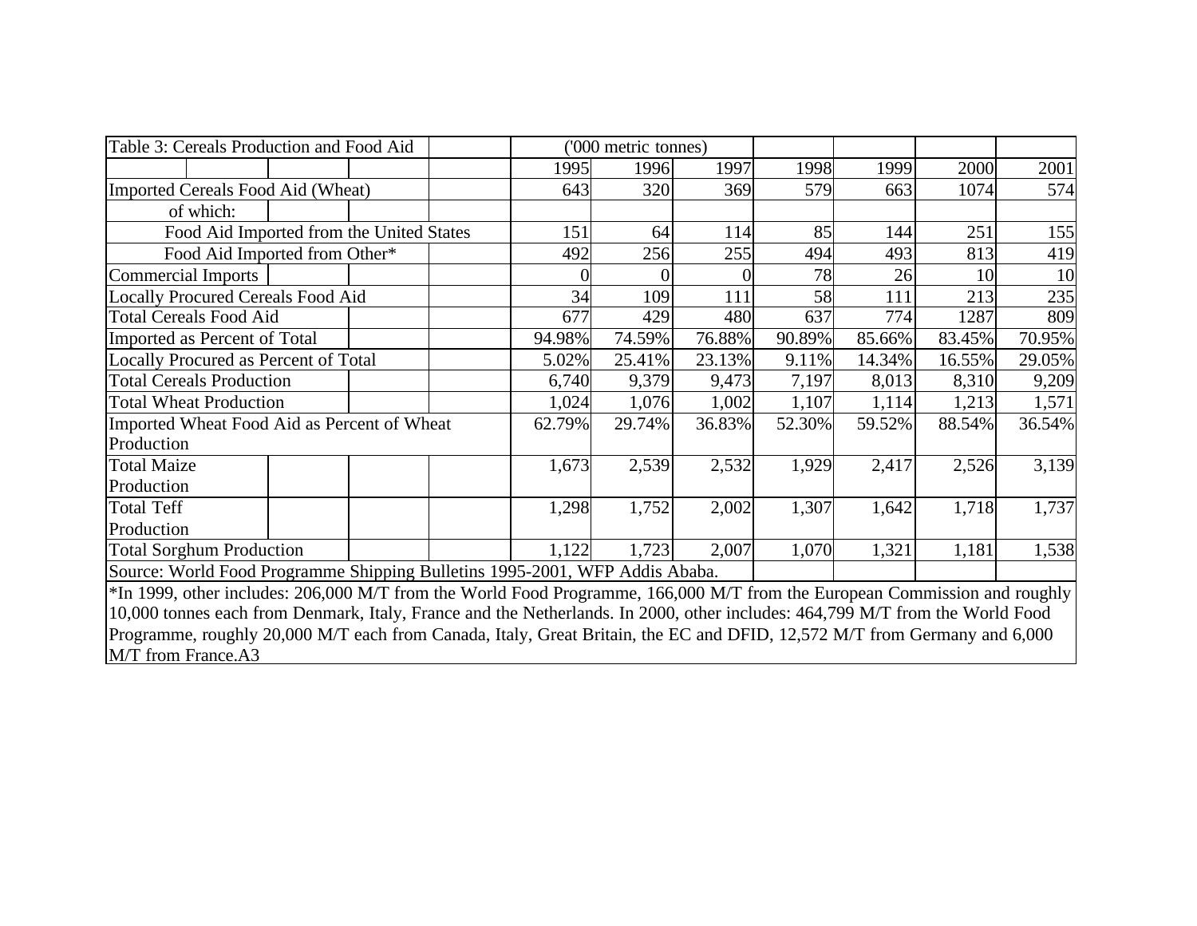| Table 3: Cereals Production and Food Aid | ('000 metric tonnes) | | | | | | |
|---|---|---|---|---|---|---|---|
| | 1995 | 1996 | 1997 | 1998 | 1999 | 2000 | 2001 |
| Imported Cereals Food Aid (Wheat) | 643 | 320 | 369 | 579 | 663 | 1074 | 574 |
| of which: | | | | | | | |
| Food Aid Imported from the United States | 151 | 64 | 114 | 85 | 144 | 251 | 155 |
| Food Aid Imported from Other* | 492 | 256 | 255 | 494 | 493 | 813 | 419 |
| Commercial Imports | 0 | 0 | 0 | 78 | 26 | 10 | 10 |
| Locally Procured Cereals Food Aid | 34 | 109 | 111 | 58 | 111 | 213 | 235 |
| Total Cereals Food Aid | 677 | 429 | 480 | 637 | 774 | 1287 | 809 |
| Imported as Percent of Total | 94.98% | 74.59% | 76.88% | 90.89% | 85.66% | 83.45% | 70.95% |
| Locally Procured as Percent of Total | 5.02% | 25.41% | 23.13% | 9.11% | 14.34% | 16.55% | 29.05% |
| Total Cereals Production | 6,740 | 9,379 | 9,473 | 7,197 | 8,013 | 8,310 | 9,209 |
| Total Wheat Production | 1,024 | 1,076 | 1,002 | 1,107 | 1,114 | 1,213 | 1,571 |
| Imported Wheat Food Aid as Percent of Wheat Production | 62.79% | 29.74% | 36.83% | 52.30% | 59.52% | 88.54% | 36.54% |
| Total Maize Production | 1,673 | 2,539 | 2,532 | 1,929 | 2,417 | 2,526 | 3,139 |
| Total Teff Production | 1,298 | 1,752 | 2,002 | 1,307 | 1,642 | 1,718 | 1,737 |
| Total Sorghum Production | 1,122 | 1,723 | 2,007 | 1,070 | 1,321 | 1,181 | 1,538 |

Source: World Food Programme Shipping Bulletins 1995-2001, WFP Addis Ababa.

*In 1999, other includes: 206,000 M/T from the World Food Programme, 166,000 M/T from the European Commission and roughly 10,000 tonnes each from Denmark, Italy, France and the Netherlands. In 2000, other includes: 464,799 M/T from the World Food Programme, roughly 20,000 M/T each from Canada, Italy, Great Britain, the EC and DFID, 12,572 M/T from Germany and 6,000 M/T from France.A3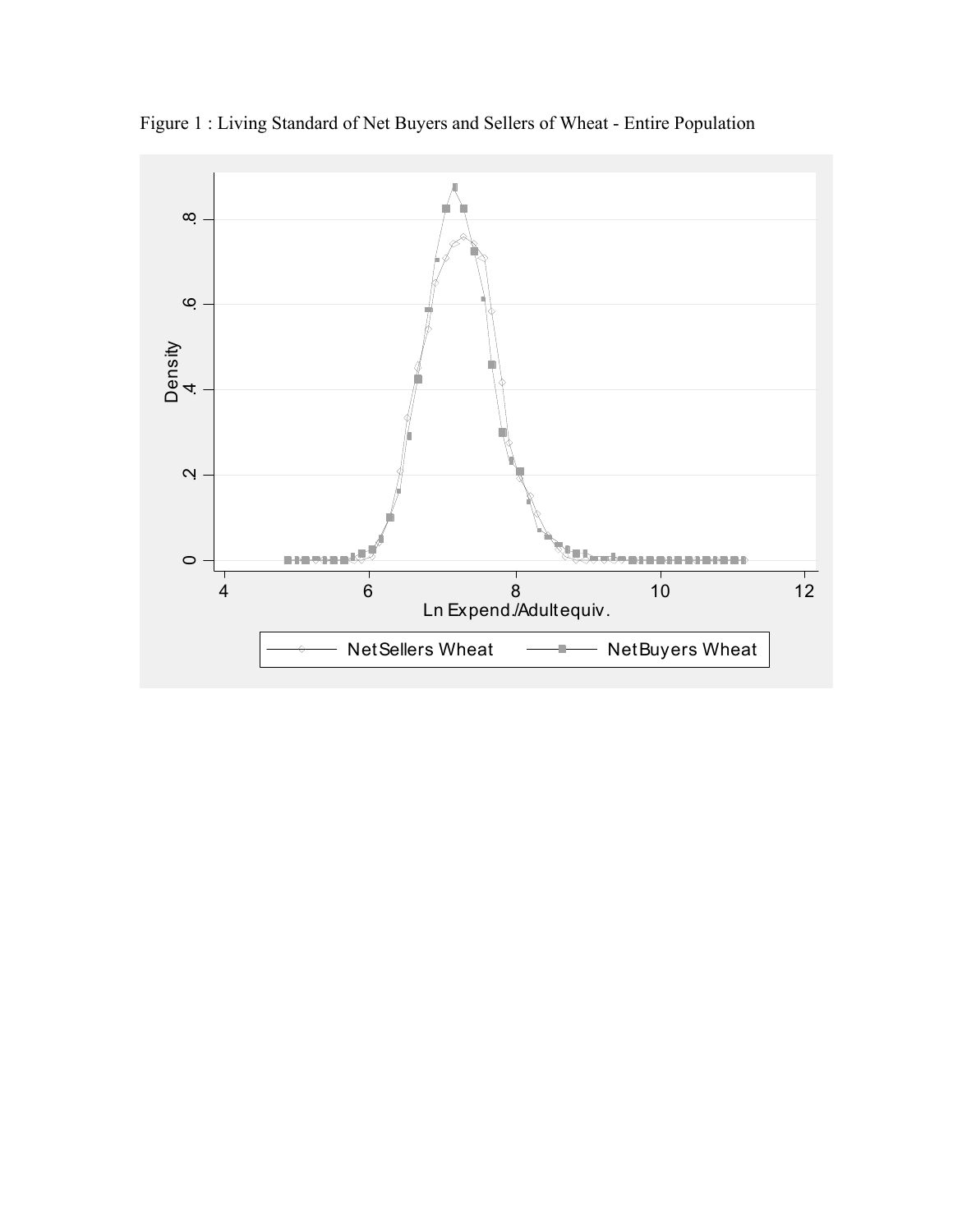Figure 1 : Living Standard of Net Buyers and Sellers of Wheat - Entire Population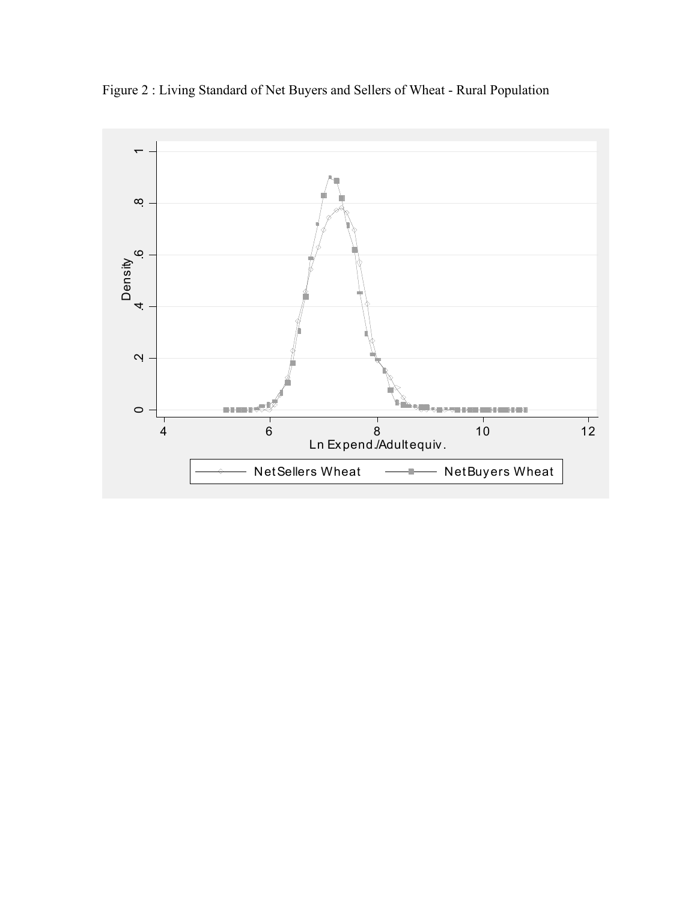Figure 2 : Living Standard of Net Buyers and Sellers of Wheat - Rural Population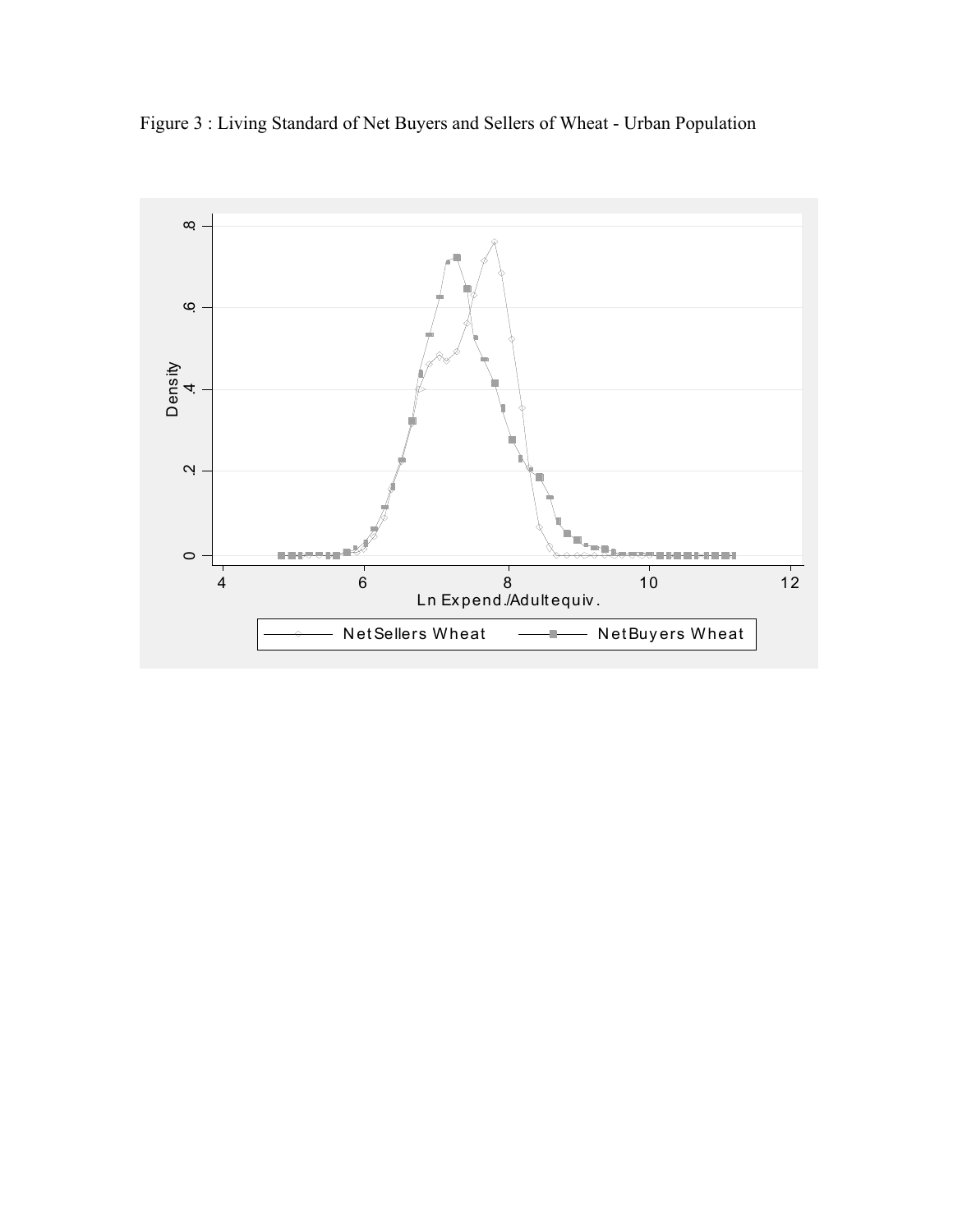Figure 3 : Living Standard of Net Buyers and Sellers of Wheat - Urban Population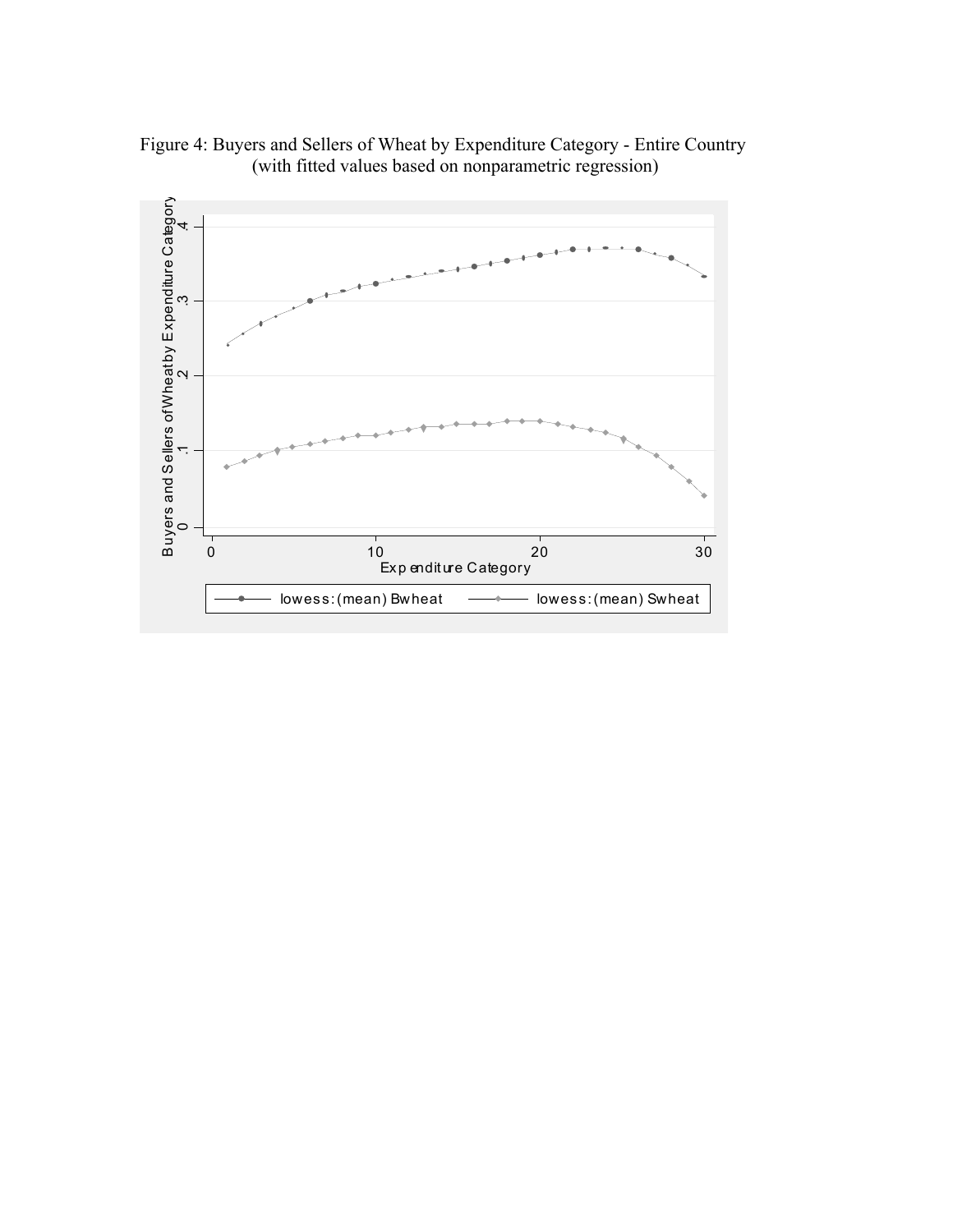Figure 4: Buyers and Sellers of Wheat by Expenditure Category - Entire Country
(with fitted values based on nonparametric regression)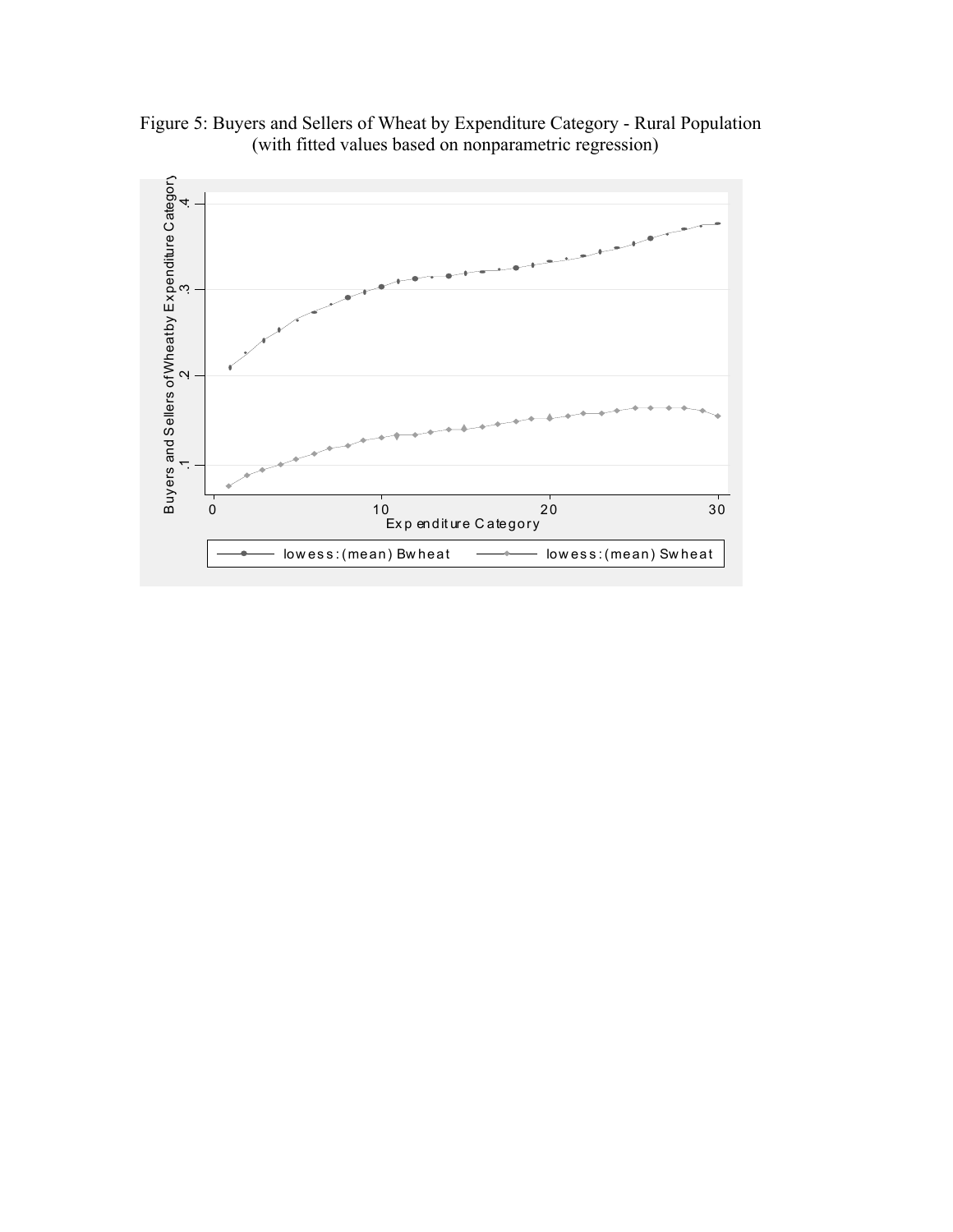Figure 5: Buyers and Sellers of Wheat by Expenditure Category - Rural Population
(with fitted values based on nonparametric regression)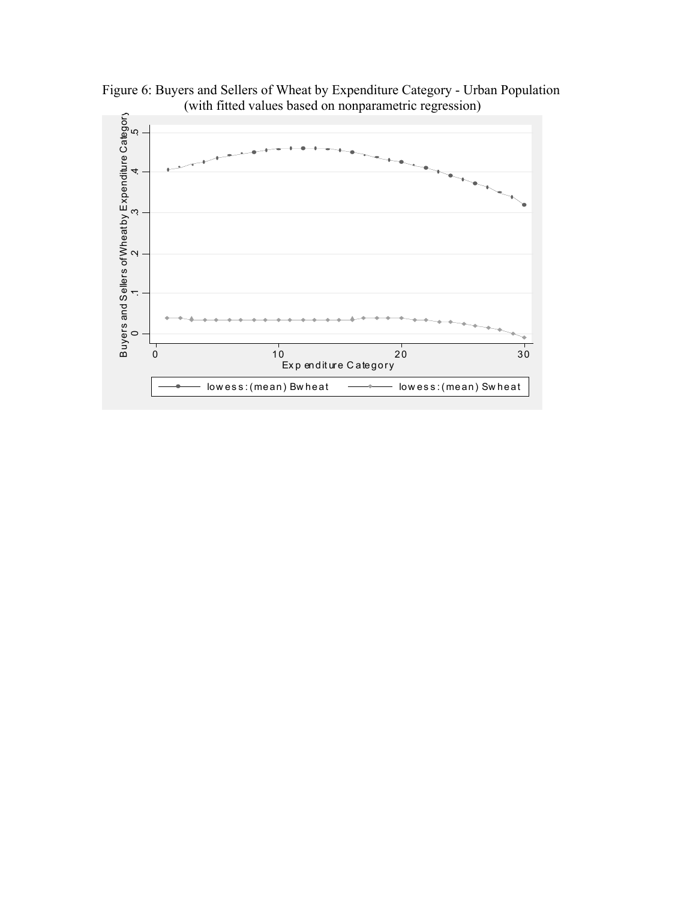Figure 6: Buyers and Sellers of Wheat by Expenditure Category - Urban Population (with fitted values based on nonparametric regression)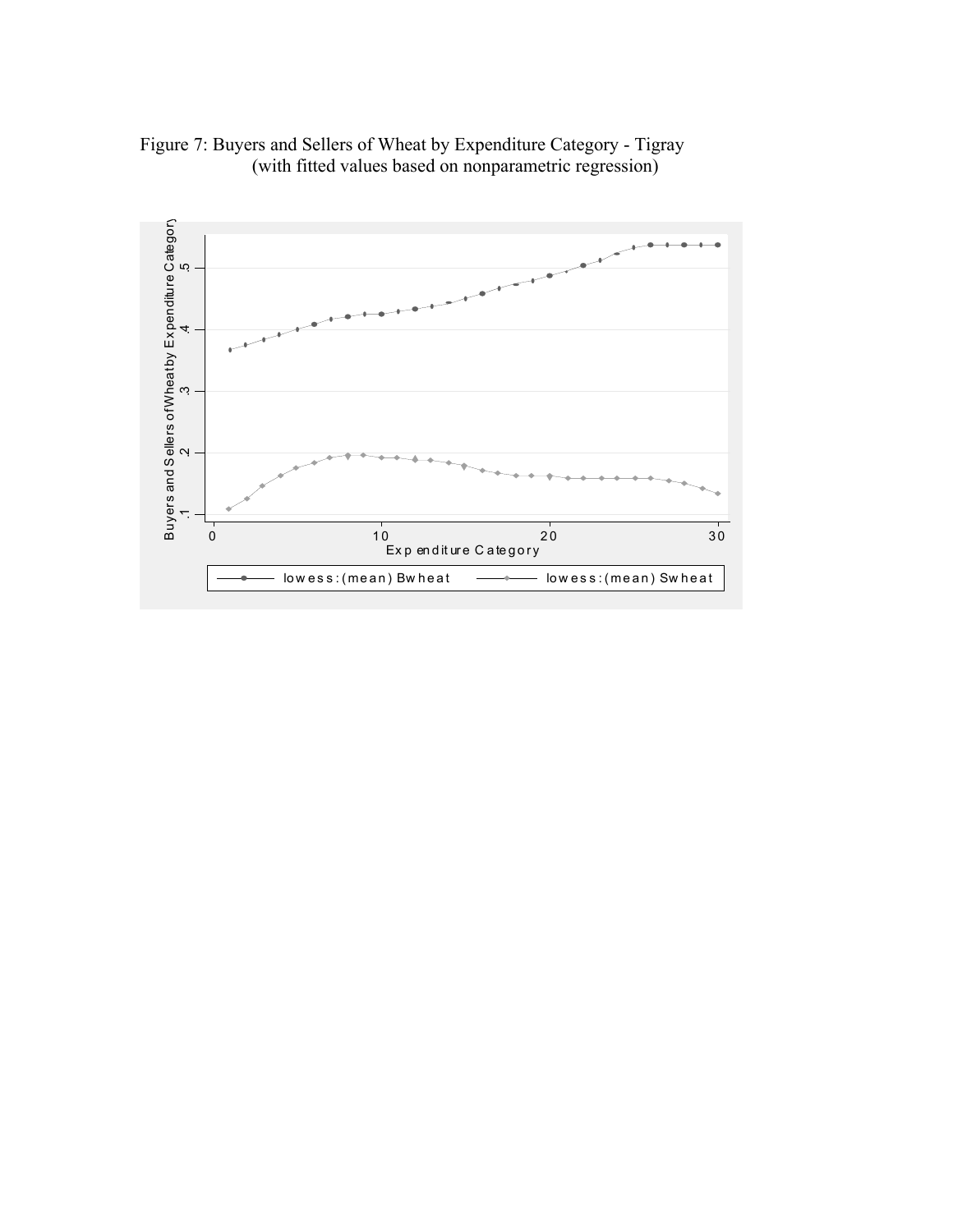Figure 7: Buyers and Sellers of Wheat by Expenditure Category - Tigray
(with fitted values based on nonparametric regression)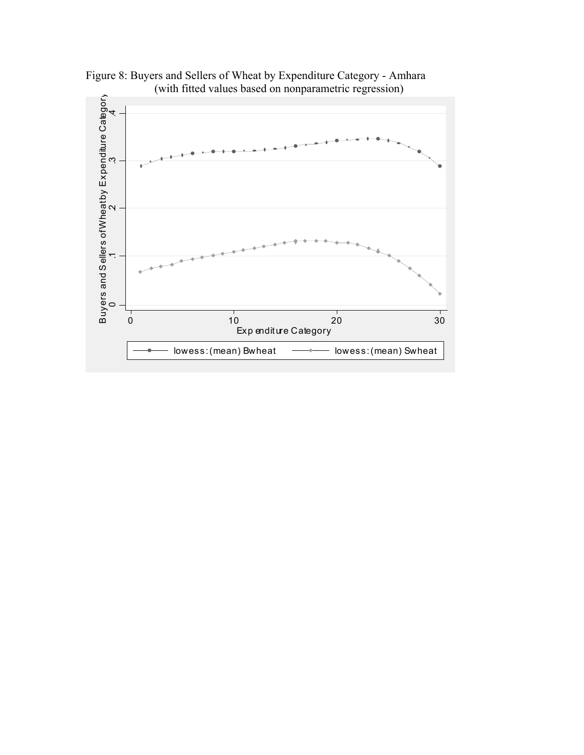Figure 8: Buyers and Sellers of Wheat by Expenditure Category - Amhara
(with fitted values based on nonparametric regression)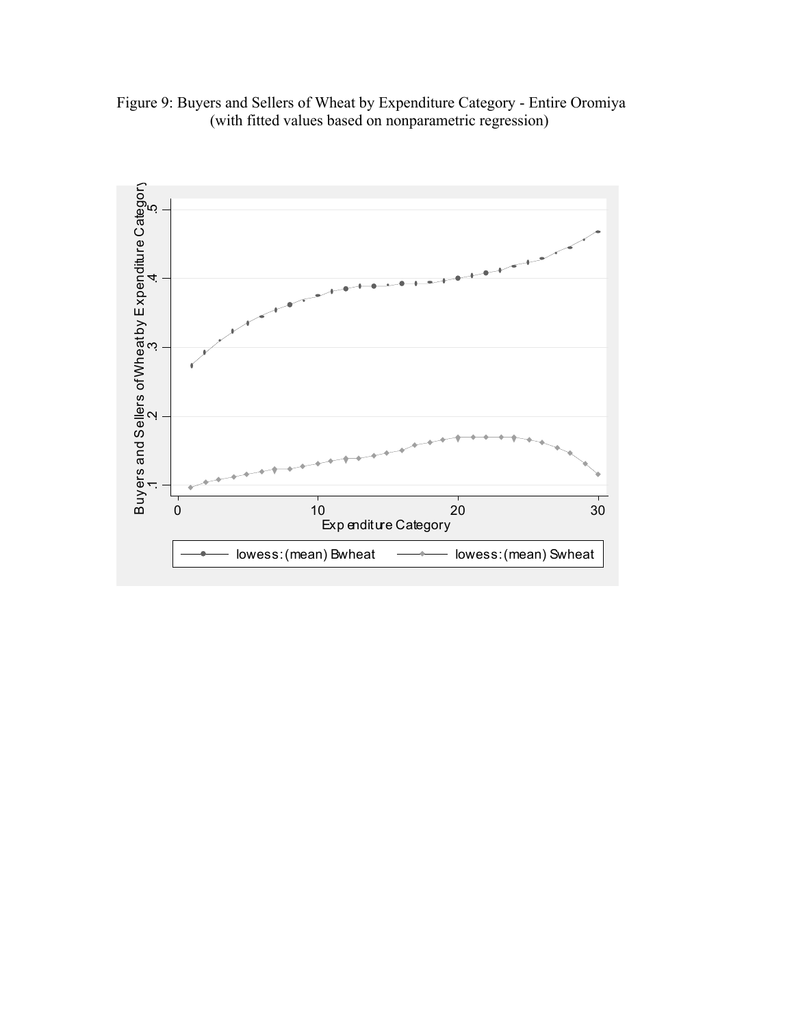Figure 9: Buyers and Sellers of Wheat by Expenditure Category - Entire Oromiya
(with fitted values based on nonparametric regression)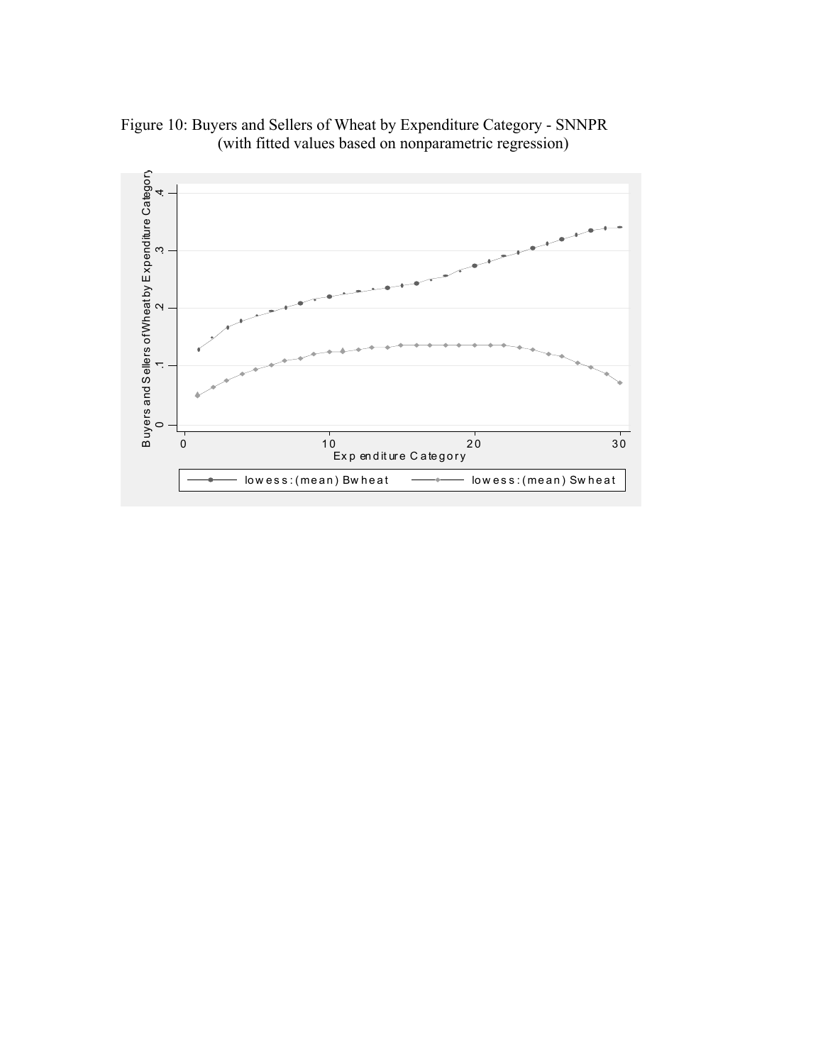Figure 10: Buyers and Sellers of Wheat by Expenditure Category - SNNPR
(with fitted values based on nonparametric regression)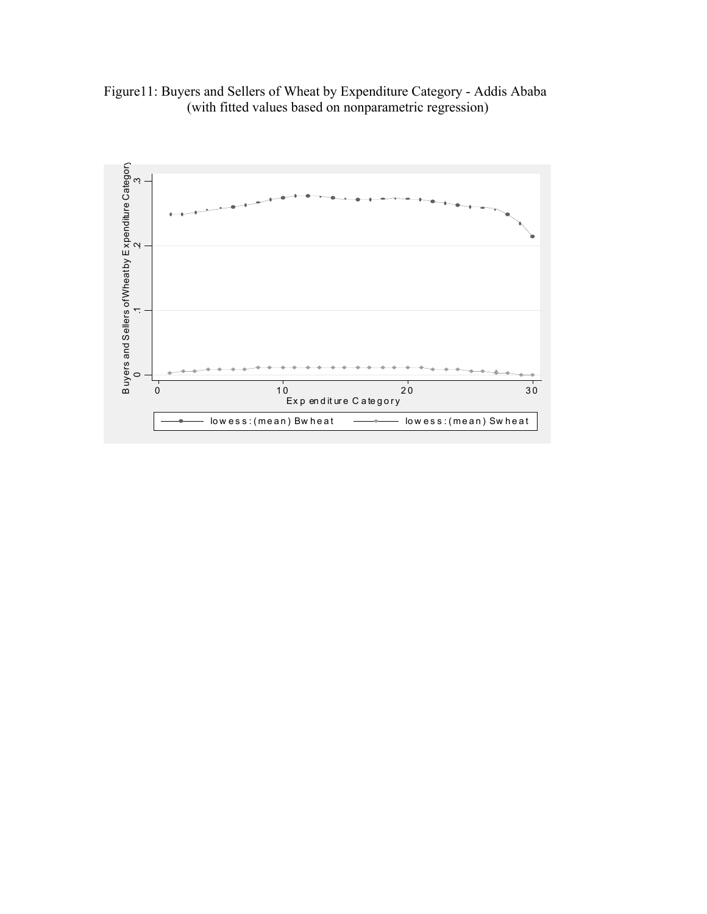Figure11: Buyers and Sellers of Wheat by Expenditure Category - Addis Ababa
(with fitted values based on nonparametric regression)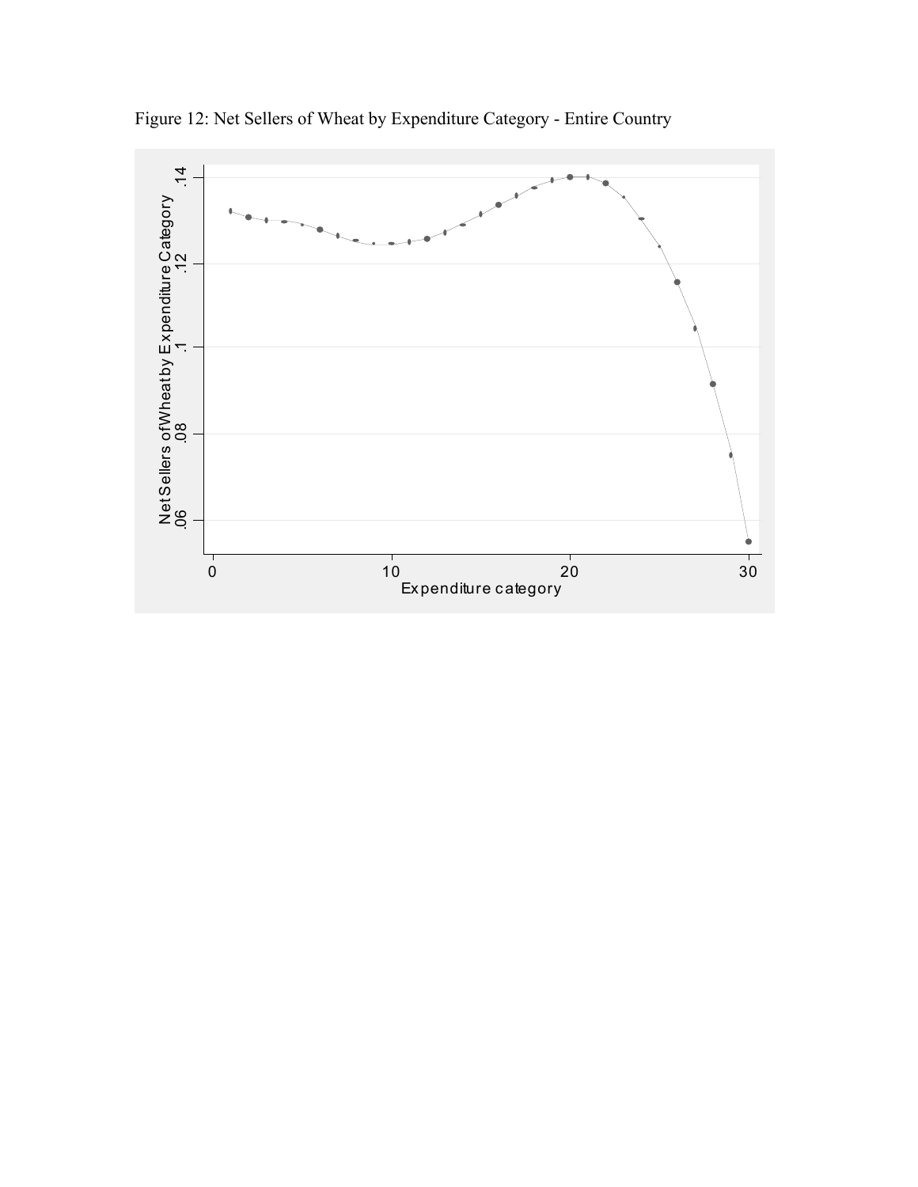Figure 12: Net Sellers of Wheat by Expenditure Category - Entire Country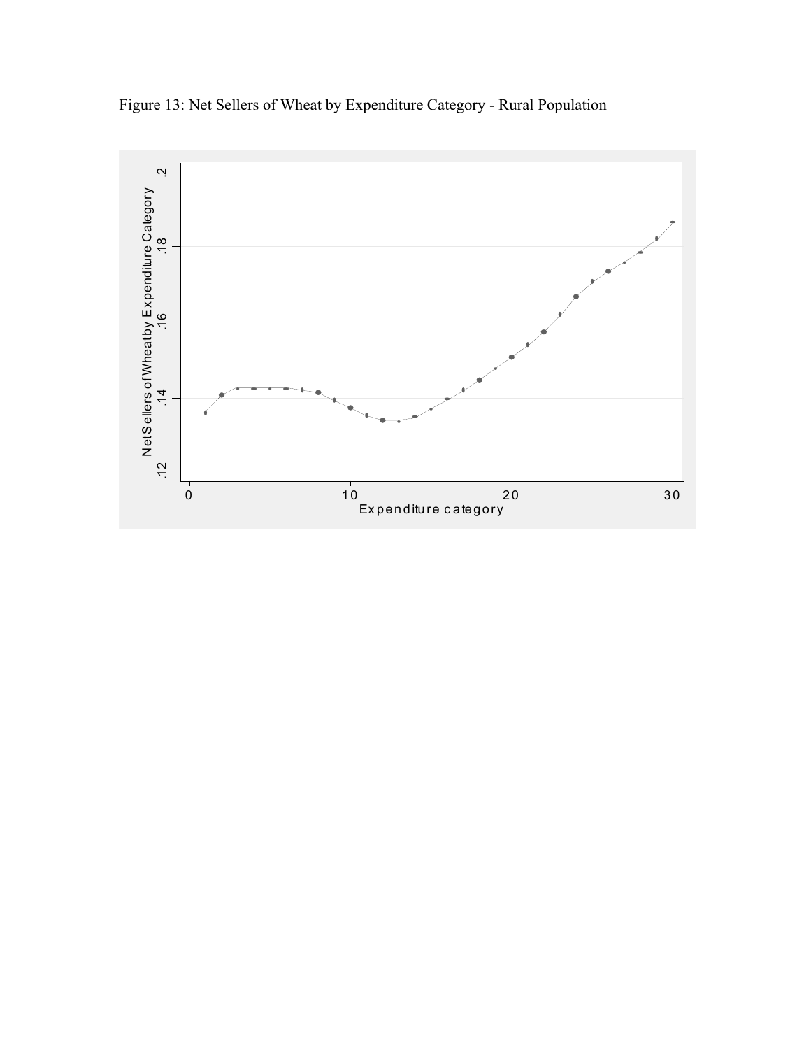Figure 13: Net Sellers of Wheat by Expenditure Category - Rural Population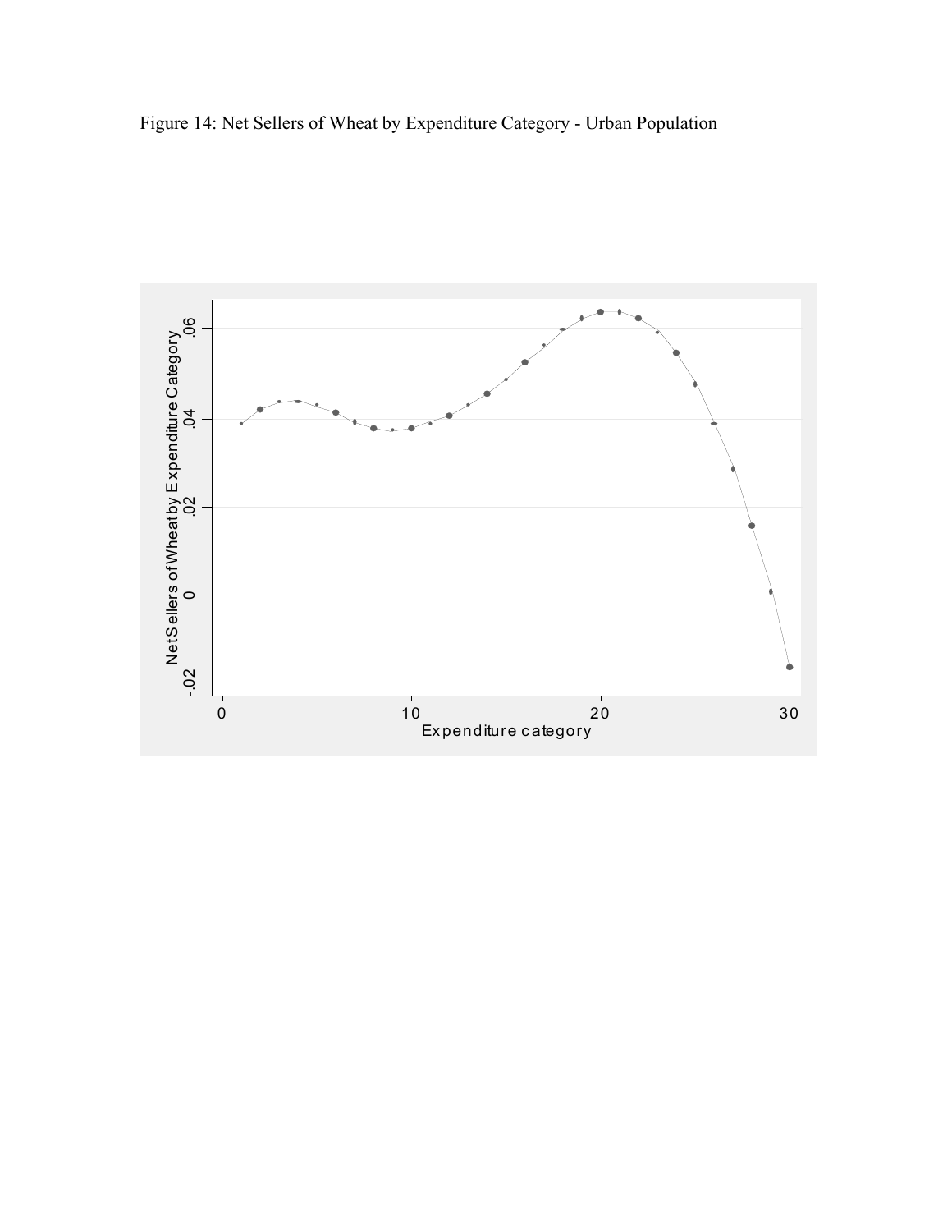Figure 14: Net Sellers of Wheat by Expenditure Category - Urban Population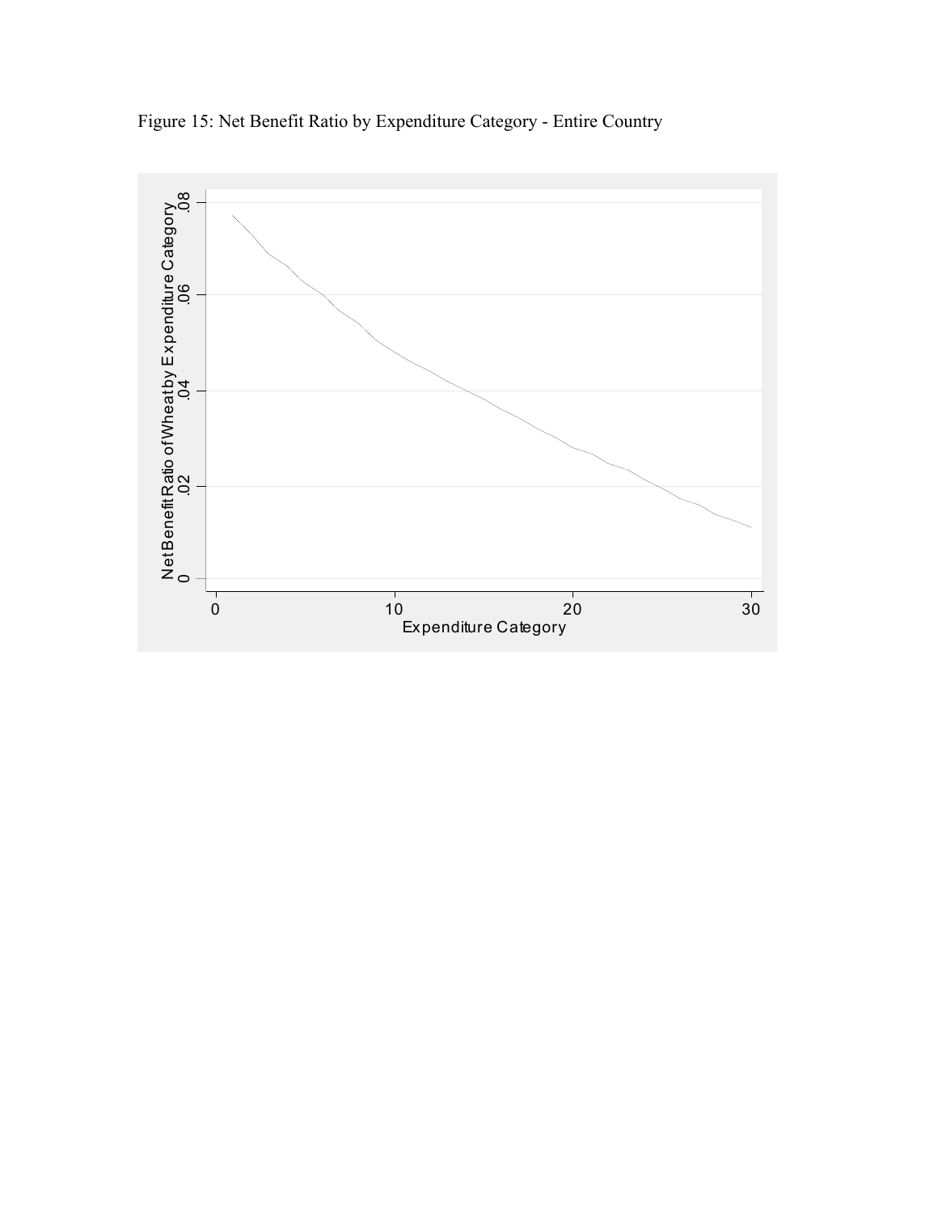Figure 15: Net Benefit Ratio by Expenditure Category - Entire Country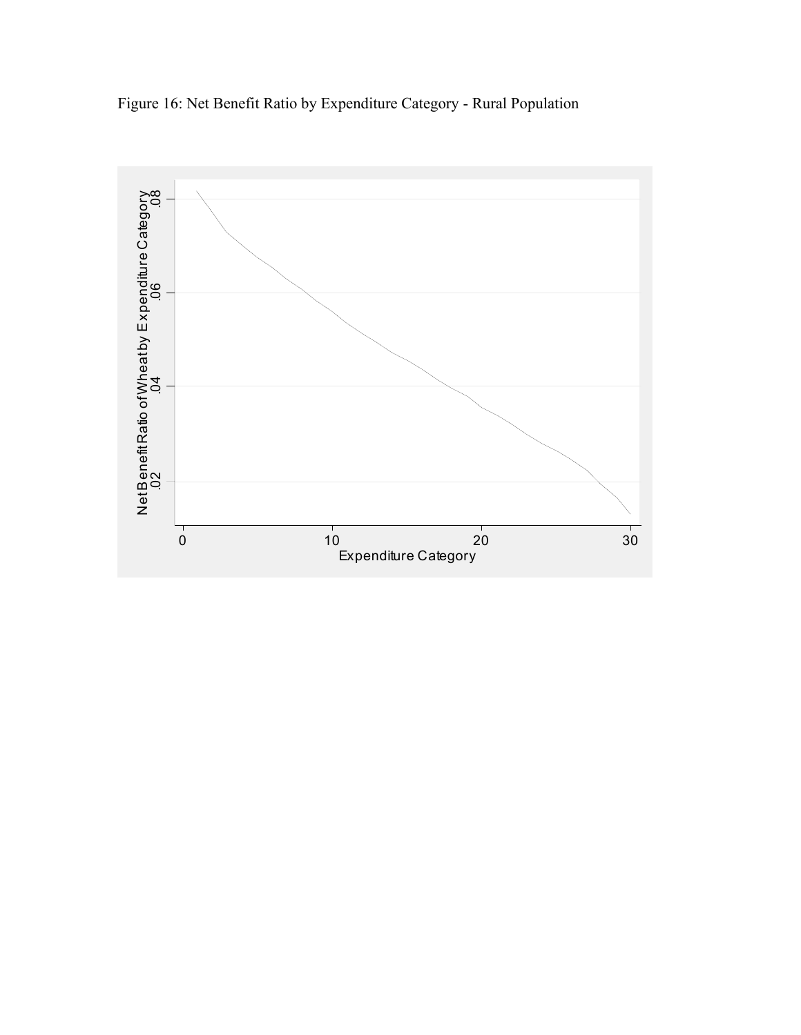Figure 16: Net Benefit Ratio by Expenditure Category - Rural Population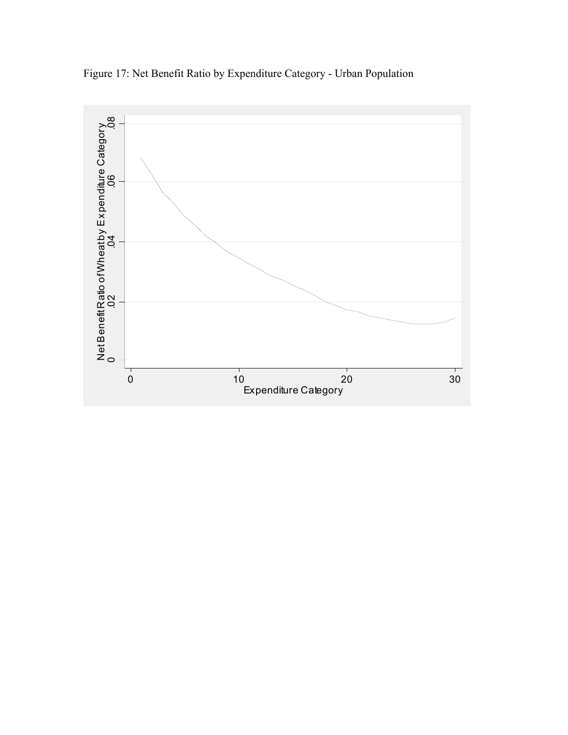Figure 17: Net Benefit Ratio by Expenditure Category - Urban Population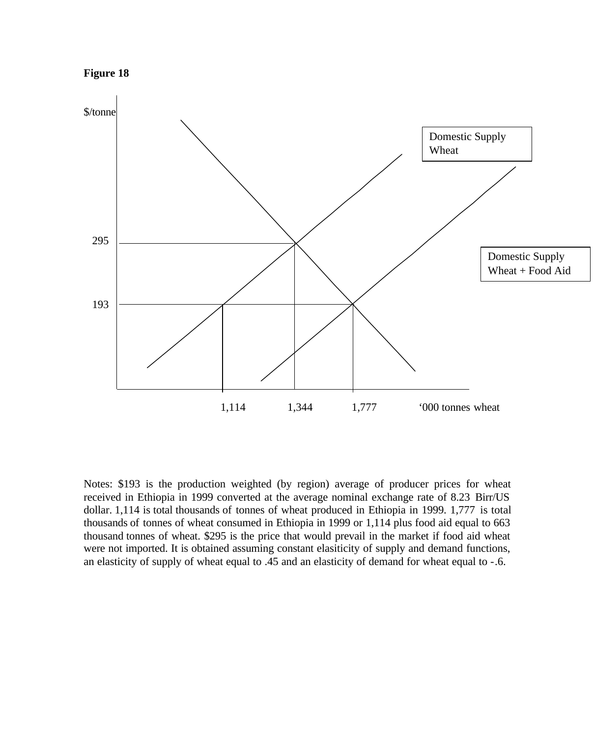**Figure 18**

$/tonne

Domestic Supply Wheat

295

Domestic Supply Wheat + Food Aid

193

1,114 1,344 1,777 '000 tonnes wheat

Notes: $193 is the production weighted (by region) average of producer prices for wheat received in Ethiopia in 1999 converted at the average nominal exchange rate of 8.23 Birr/US dollar. 1,114 is total thousands of tonnes of wheat produced in Ethiopia in 1999. 1,777 is total thousands of tonnes of wheat consumed in Ethiopia in 1999 or 1,114 plus food aid equal to 663 thousand tonnes of wheat. $295 is the price that would prevail in the market if food aid wheat were not imported. It is obtained assuming constant elasiticity of supply and demand functions, an elasticity of supply of wheat equal to .45 and an elasticity of demand for wheat equal to -.6.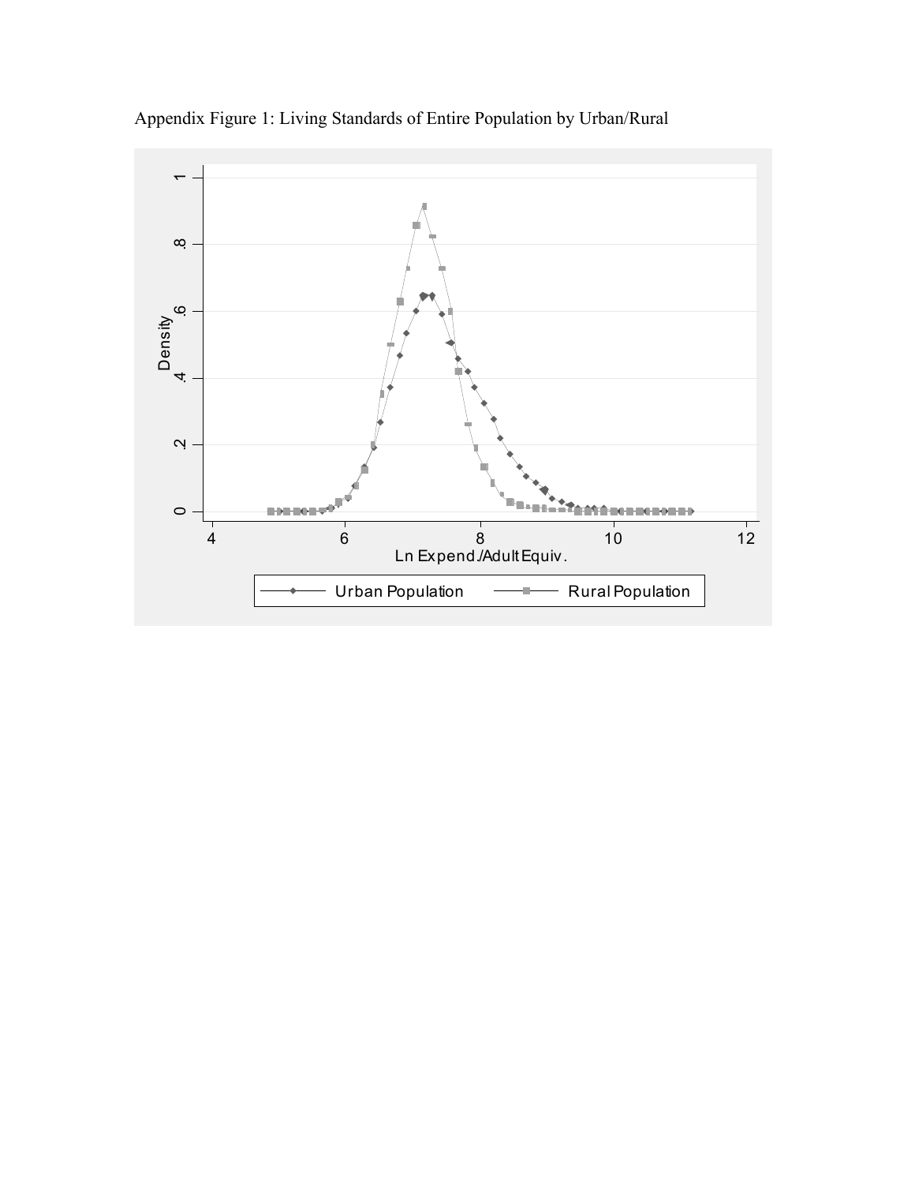Appendix Figure 1: Living Standards of Entire Population by Urban/Rural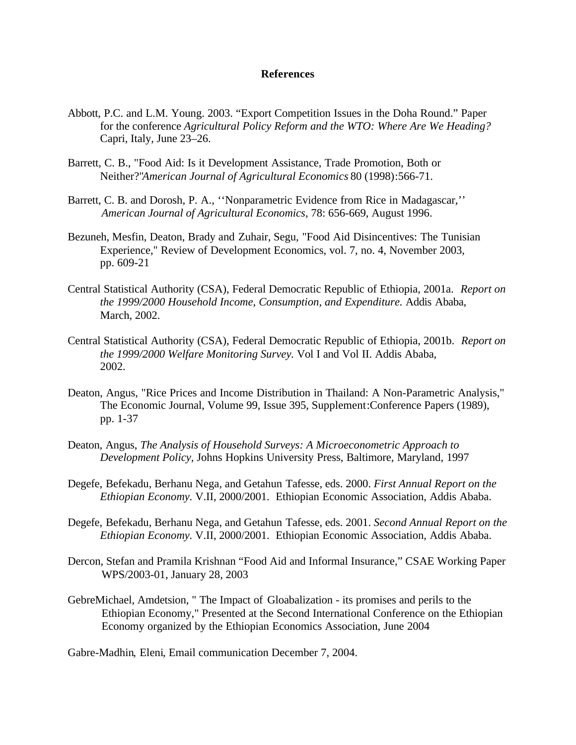## References

Abbott, P.C. and L.M. Young. 2003. "Export Competition Issues in the Doha Round." Paper for the conference *Agricultural Policy Reform and the WTO: Where Are We Heading?* Capri, Italy, June 23–26.

Barrett, C. B., "Food Aid: Is it Development Assistance, Trade Promotion, Both or Neither?"*American Journal of Agricultural Economics* 80 (1998):566-71.

Barrett, C. B. and Dorosh, P. A., ''Nonparametric Evidence from Rice in Madagascar,'' *American Journal of Agricultural Economics*, 78: 656-669, August 1996.

Bezuneh, Mesfin, Deaton, Brady and Zuhair, Segu, "Food Aid Disincentives: The Tunisian Experience," Review of Development Economics, vol. 7, no. 4, November 2003, pp. 609-21

Central Statistical Authority (CSA), Federal Democratic Republic of Ethiopia, 2001a. *Report on the 1999/2000 Household Income, Consumption, and Expenditure.* Addis Ababa, March, 2002.

Central Statistical Authority (CSA), Federal Democratic Republic of Ethiopia, 2001b. *Report on the 1999/2000 Welfare Monitoring Survey.* Vol I and Vol II. Addis Ababa, 2002.

Deaton, Angus, "Rice Prices and Income Distribution in Thailand: A Non-Parametric Analysis," The Economic Journal, Volume 99, Issue 395, Supplement:Conference Papers (1989), pp. 1-37

Deaton, Angus, *The Analysis of Household Surveys: A Microeconometric Approach to Development Policy,* Johns Hopkins University Press, Baltimore, Maryland, 1997

Degefe, Befekadu, Berhanu Nega, and Getahun Tafesse, eds. 2000. *First Annual Report on the Ethiopian Economy.* V.II, 2000/2001. Ethiopian Economic Association, Addis Ababa.

Degefe, Befekadu, Berhanu Nega, and Getahun Tafesse, eds. 2001. *Second Annual Report on the Ethiopian Economy.* V.II, 2000/2001. Ethiopian Economic Association, Addis Ababa.

Dercon, Stefan and Pramila Krishnan "Food Aid and Informal Insurance," CSAE Working Paper WPS/2003-01, January 28, 2003

GebreMichael, Amdetsion, " The Impact of Gloabalization - its promises and perils to the Ethiopian Economy," Presented at the Second International Conference on the Ethiopian Economy organized by the Ethiopian Economics Association, June 2004

Gabre-Madhin, Eleni, Email communication December 7, 2004.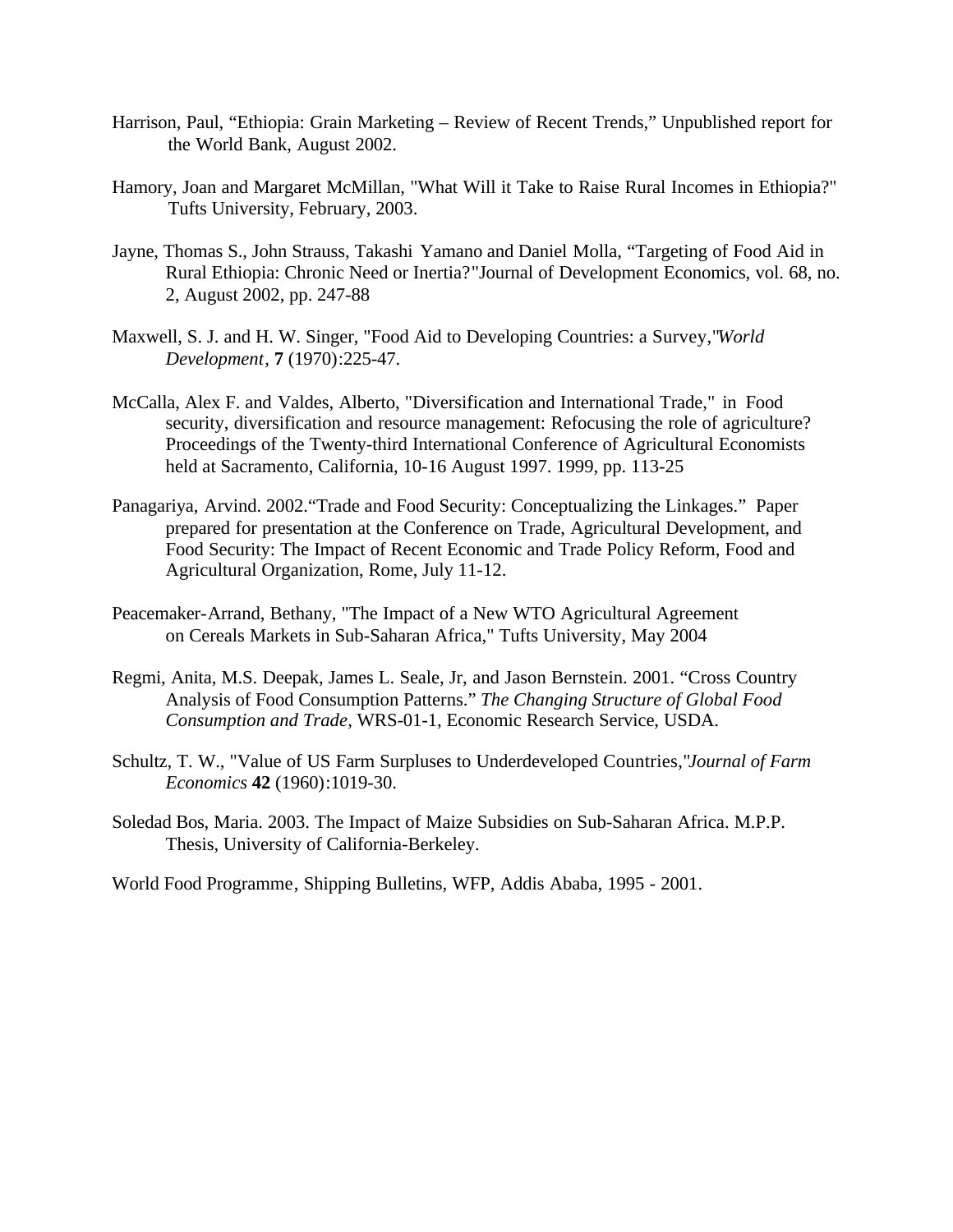Harrison, Paul, “Ethiopia: Grain Marketing – Review of Recent Trends,” Unpublished report for the World Bank, August 2002.

Hamory, Joan and Margaret McMillan, "What Will it Take to Raise Rural Incomes in Ethiopia?" Tufts University, February, 2003.

Jayne, Thomas S., John Strauss, Takashi Yamano and Daniel Molla, “Targeting of Food Aid in Rural Ethiopia: Chronic Need or Inertia?"Journal of Development Economics, vol. 68, no. 2, August 2002, pp. 247-88

Maxwell, S. J. and H. W. Singer, "Food Aid to Developing Countries: a Survey,"*World Development*, **7** (1970):225-47.

McCalla, Alex F. and Valdes, Alberto, "Diversification and International Trade," in Food security, diversification and resource management: Refocusing the role of agriculture? Proceedings of the Twenty-third International Conference of Agricultural Economists held at Sacramento, California, 10-16 August 1997. 1999, pp. 113-25

Panagariya, Arvind. 2002.“Trade and Food Security: Conceptualizing the Linkages.” Paper prepared for presentation at the Conference on Trade, Agricultural Development, and Food Security: The Impact of Recent Economic and Trade Policy Reform, Food and Agricultural Organization, Rome, July 11-12.

Peacemaker-Arrand, Bethany, "The Impact of a New WTO Agricultural Agreement on Cereals Markets in Sub-Saharan Africa," Tufts University, May 2004

Regmi, Anita, M.S. Deepak, James L. Seale, Jr, and Jason Bernstein. 2001. “Cross Country Analysis of Food Consumption Patterns.” *The Changing Structure of Global Food Consumption and Trade,* WRS-01-1, Economic Research Service, USDA.

Schultz, T. W., "Value of US Farm Surpluses to Underdeveloped Countries,"*Journal of Farm Economics* **42** (1960):1019-30.

Soledad Bos, Maria. 2003. The Impact of Maize Subsidies on Sub-Saharan Africa. M.P.P. Thesis, University of California-Berkeley.

World Food Programme, Shipping Bulletins, WFP, Addis Ababa, 1995 - 2001.